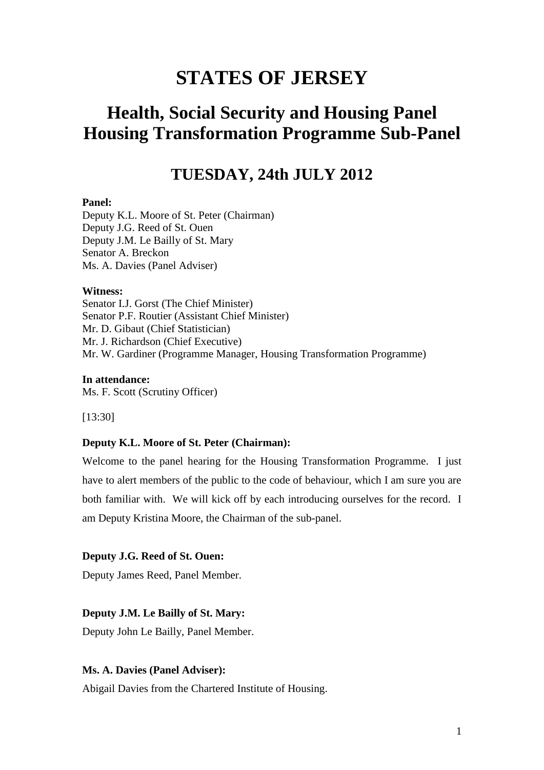# STATES OF JERSEY

## Health, Social Security and Housing Panel
## Housing Transformation Programme Sub-Panel

### TUESDAY, 24th JULY 2012

**Panel:**
Deputy K.L. Moore of St. Peter (Chairman)
Deputy J.G. Reed of St. Ouen
Deputy J.M. Le Bailly of St. Mary
Senator A. Breckon
Ms. A. Davies (Panel Adviser)

**Witness:**
Senator I.J. Gorst (The Chief Minister)
Senator P.F. Routier (Assistant Chief Minister)
Mr. D. Gibaut (Chief Statistician)
Mr. J. Richardson (Chief Executive)
Mr. W. Gardiner (Programme Manager, Housing Transformation Programme)

**In attendance:**
Ms. F. Scott (Scrutiny Officer)

[13:30]

**Deputy K.L. Moore of St. Peter (Chairman):**

Welcome to the panel hearing for the Housing Transformation Programme. I just have to alert members of the public to the code of behaviour, which I am sure you are both familiar with. We will kick off by each introducing ourselves for the record. I am Deputy Kristina Moore, the Chairman of the sub-panel.

**Deputy J.G. Reed of St. Ouen:**

Deputy James Reed, Panel Member.

**Deputy J.M. Le Bailly of St. Mary:**

Deputy John Le Bailly, Panel Member.

**Ms. A. Davies (Panel Adviser):**

Abigail Davies from the Chartered Institute of Housing.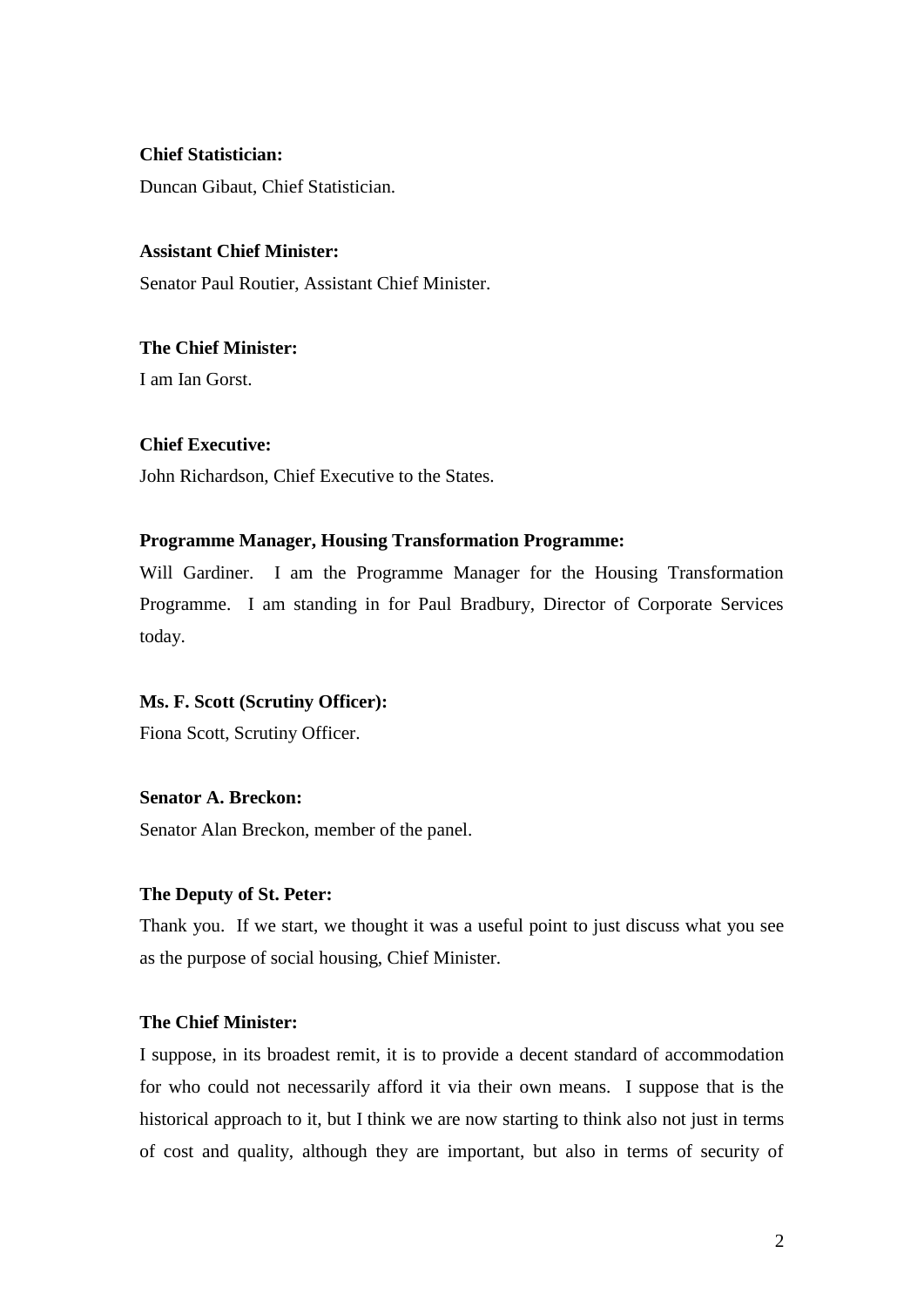**Chief Statistician:**

Duncan Gibaut, Chief Statistician.

**Assistant Chief Minister:**

Senator Paul Routier, Assistant Chief Minister.

**The Chief Minister:**

I am Ian Gorst.

**Chief Executive:**

John Richardson, Chief Executive to the States.

**Programme Manager, Housing Transformation Programme:**

Will Gardiner. I am the Programme Manager for the Housing Transformation Programme. I am standing in for Paul Bradbury, Director of Corporate Services today.

**Ms. F. Scott (Scrutiny Officer):**

Fiona Scott, Scrutiny Officer.

**Senator A. Breckon:**

Senator Alan Breckon, member of the panel.

**The Deputy of St. Peter:**

Thank you. If we start, we thought it was a useful point to just discuss what you see as the purpose of social housing, Chief Minister.

**The Chief Minister:**

I suppose, in its broadest remit, it is to provide a decent standard of accommodation for who could not necessarily afford it via their own means. I suppose that is the historical approach to it, but I think we are now starting to think also not just in terms of cost and quality, although they are important, but also in terms of security of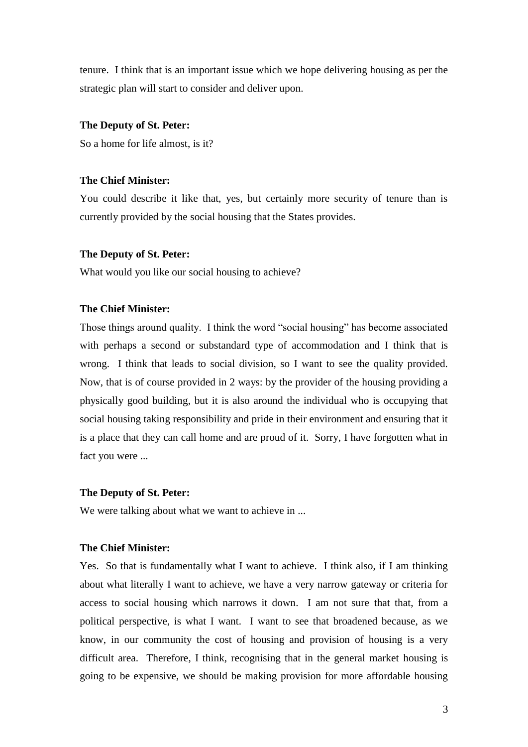tenure. I think that is an important issue which we hope delivering housing as per the strategic plan will start to consider and deliver upon.

**The Deputy of St. Peter:**

So a home for life almost, is it?

**The Chief Minister:**

You could describe it like that, yes, but certainly more security of tenure than is currently provided by the social housing that the States provides.

**The Deputy of St. Peter:**

What would you like our social housing to achieve?

**The Chief Minister:**

Those things around quality. I think the word "social housing" has become associated with perhaps a second or substandard type of accommodation and I think that is wrong. I think that leads to social division, so I want to see the quality provided. Now, that is of course provided in 2 ways: by the provider of the housing providing a physically good building, but it is also around the individual who is occupying that social housing taking responsibility and pride in their environment and ensuring that it is a place that they can call home and are proud of it. Sorry, I have forgotten what in fact you were ...

**The Deputy of St. Peter:**

We were talking about what we want to achieve in ...

**The Chief Minister:**

Yes. So that is fundamentally what I want to achieve. I think also, if I am thinking about what literally I want to achieve, we have a very narrow gateway or criteria for access to social housing which narrows it down. I am not sure that that, from a political perspective, is what I want. I want to see that broadened because, as we know, in our community the cost of housing and provision of housing is a very difficult area. Therefore, I think, recognising that in the general market housing is going to be expensive, we should be making provision for more affordable housing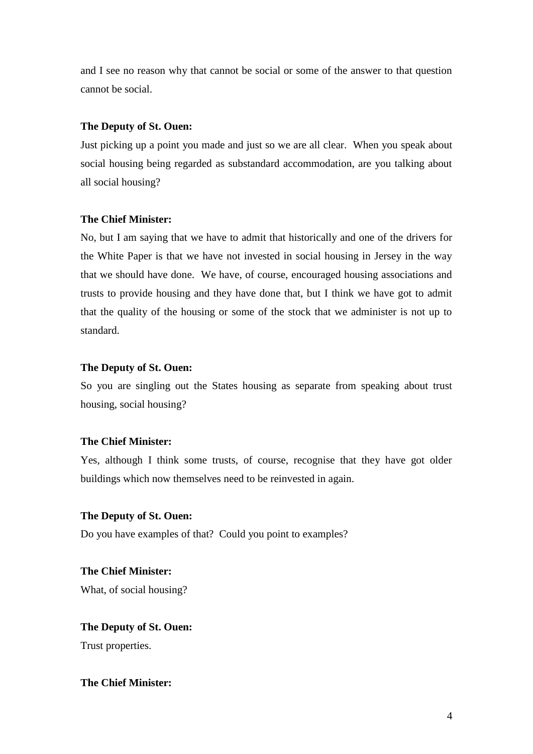and I see no reason why that cannot be social or some of the answer to that question cannot be social.

**The Deputy of St. Ouen:**

Just picking up a point you made and just so we are all clear. When you speak about social housing being regarded as substandard accommodation, are you talking about all social housing?

**The Chief Minister:**

No, but I am saying that we have to admit that historically and one of the drivers for the White Paper is that we have not invested in social housing in Jersey in the way that we should have done. We have, of course, encouraged housing associations and trusts to provide housing and they have done that, but I think we have got to admit that the quality of the housing or some of the stock that we administer is not up to standard.

**The Deputy of St. Ouen:**

So you are singling out the States housing as separate from speaking about trust housing, social housing?

**The Chief Minister:**

Yes, although I think some trusts, of course, recognise that they have got older buildings which now themselves need to be reinvested in again.

**The Deputy of St. Ouen:**

Do you have examples of that? Could you point to examples?

**The Chief Minister:**

What, of social housing?

**The Deputy of St. Ouen:**

Trust properties.

**The Chief Minister:**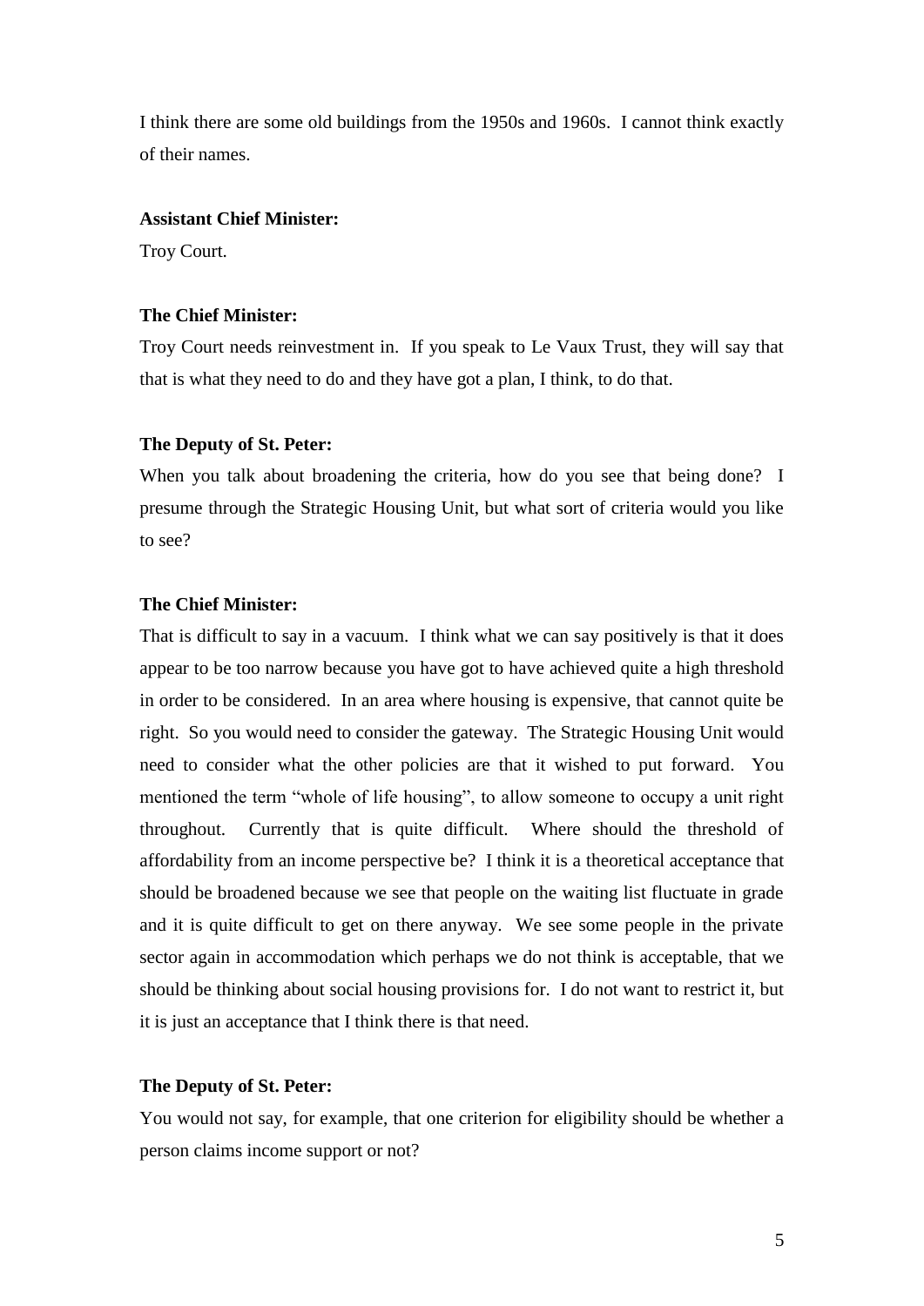I think there are some old buildings from the 1950s and 1960s. I cannot think exactly of their names.

**Assistant Chief Minister:**

Troy Court.

**The Chief Minister:**

Troy Court needs reinvestment in. If you speak to Le Vaux Trust, they will say that that is what they need to do and they have got a plan, I think, to do that.

**The Deputy of St. Peter:**

When you talk about broadening the criteria, how do you see that being done? I presume through the Strategic Housing Unit, but what sort of criteria would you like to see?

**The Chief Minister:**

That is difficult to say in a vacuum. I think what we can say positively is that it does appear to be too narrow because you have got to have achieved quite a high threshold in order to be considered. In an area where housing is expensive, that cannot quite be right. So you would need to consider the gateway. The Strategic Housing Unit would need to consider what the other policies are that it wished to put forward. You mentioned the term "whole of life housing", to allow someone to occupy a unit right throughout. Currently that is quite difficult. Where should the threshold of affordability from an income perspective be? I think it is a theoretical acceptance that should be broadened because we see that people on the waiting list fluctuate in grade and it is quite difficult to get on there anyway. We see some people in the private sector again in accommodation which perhaps we do not think is acceptable, that we should be thinking about social housing provisions for. I do not want to restrict it, but it is just an acceptance that I think there is that need.

**The Deputy of St. Peter:**

You would not say, for example, that one criterion for eligibility should be whether a person claims income support or not?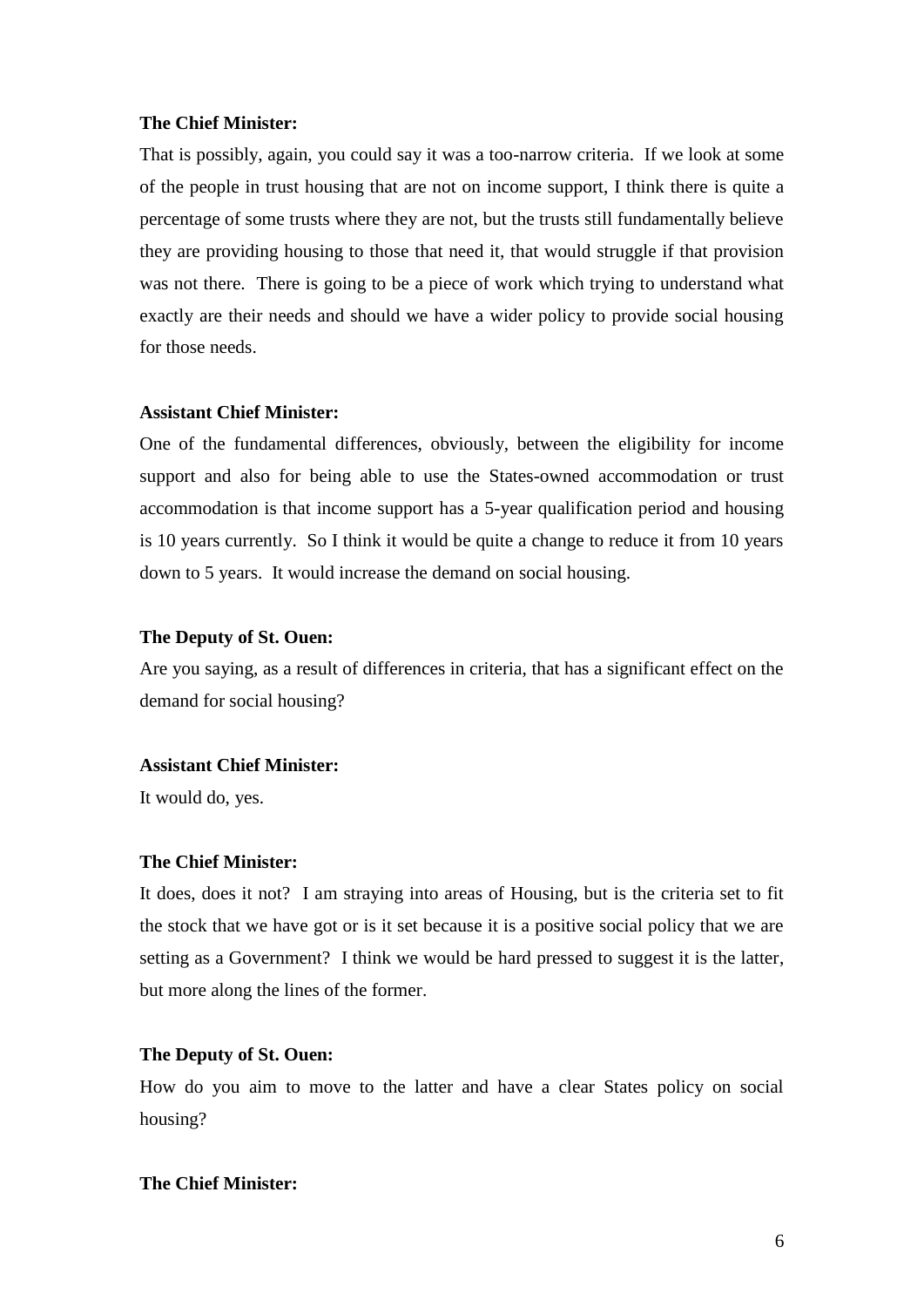**The Chief Minister:**

That is possibly, again, you could say it was a too-narrow criteria. If we look at some of the people in trust housing that are not on income support, I think there is quite a percentage of some trusts where they are not, but the trusts still fundamentally believe they are providing housing to those that need it, that would struggle if that provision was not there. There is going to be a piece of work which trying to understand what exactly are their needs and should we have a wider policy to provide social housing for those needs.

**Assistant Chief Minister:**

One of the fundamental differences, obviously, between the eligibility for income support and also for being able to use the States-owned accommodation or trust accommodation is that income support has a 5-year qualification period and housing is 10 years currently. So I think it would be quite a change to reduce it from 10 years down to 5 years. It would increase the demand on social housing.

**The Deputy of St. Ouen:**

Are you saying, as a result of differences in criteria, that has a significant effect on the demand for social housing?

**Assistant Chief Minister:**

It would do, yes.

**The Chief Minister:**

It does, does it not? I am straying into areas of Housing, but is the criteria set to fit the stock that we have got or is it set because it is a positive social policy that we are setting as a Government? I think we would be hard pressed to suggest it is the latter, but more along the lines of the former.

**The Deputy of St. Ouen:**

How do you aim to move to the latter and have a clear States policy on social housing?

**The Chief Minister:**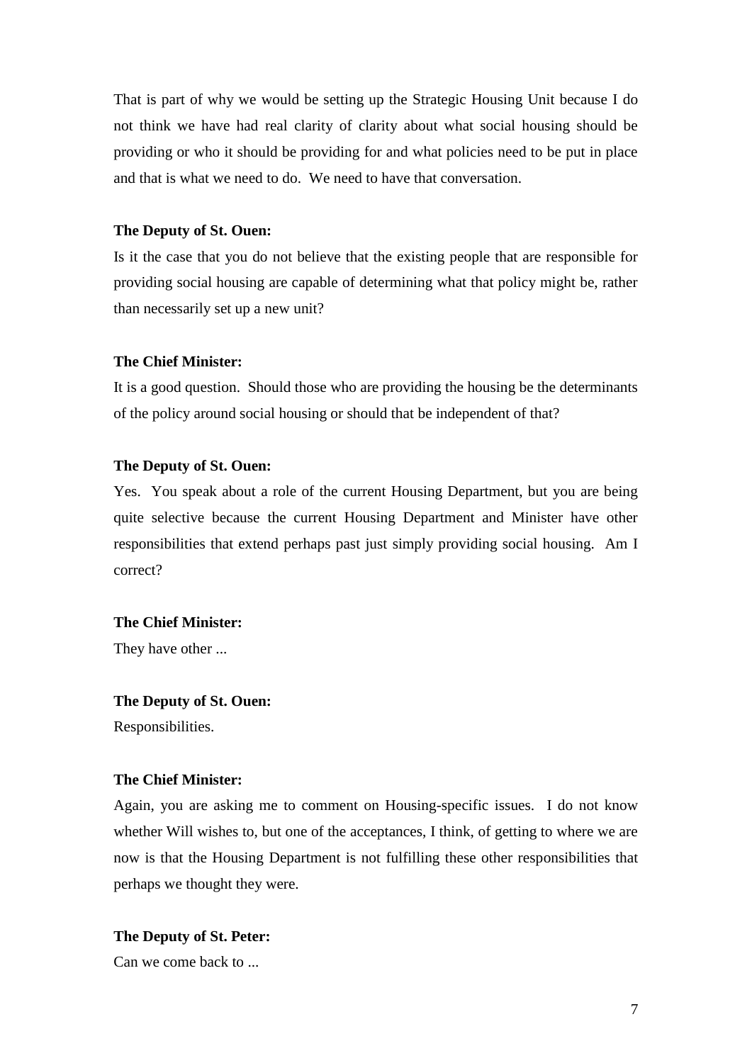That is part of why we would be setting up the Strategic Housing Unit because I do not think we have had real clarity of clarity about what social housing should be providing or who it should be providing for and what policies need to be put in place and that is what we need to do. We need to have that conversation.

**The Deputy of St. Ouen:**

Is it the case that you do not believe that the existing people that are responsible for providing social housing are capable of determining what that policy might be, rather than necessarily set up a new unit?

**The Chief Minister:**

It is a good question. Should those who are providing the housing be the determinants of the policy around social housing or should that be independent of that?

**The Deputy of St. Ouen:**

Yes. You speak about a role of the current Housing Department, but you are being quite selective because the current Housing Department and Minister have other responsibilities that extend perhaps past just simply providing social housing. Am I correct?

**The Chief Minister:**

They have other ...

**The Deputy of St. Ouen:**

Responsibilities.

**The Chief Minister:**

Again, you are asking me to comment on Housing-specific issues. I do not know whether Will wishes to, but one of the acceptances, I think, of getting to where we are now is that the Housing Department is not fulfilling these other responsibilities that perhaps we thought they were.

**The Deputy of St. Peter:**

Can we come back to ...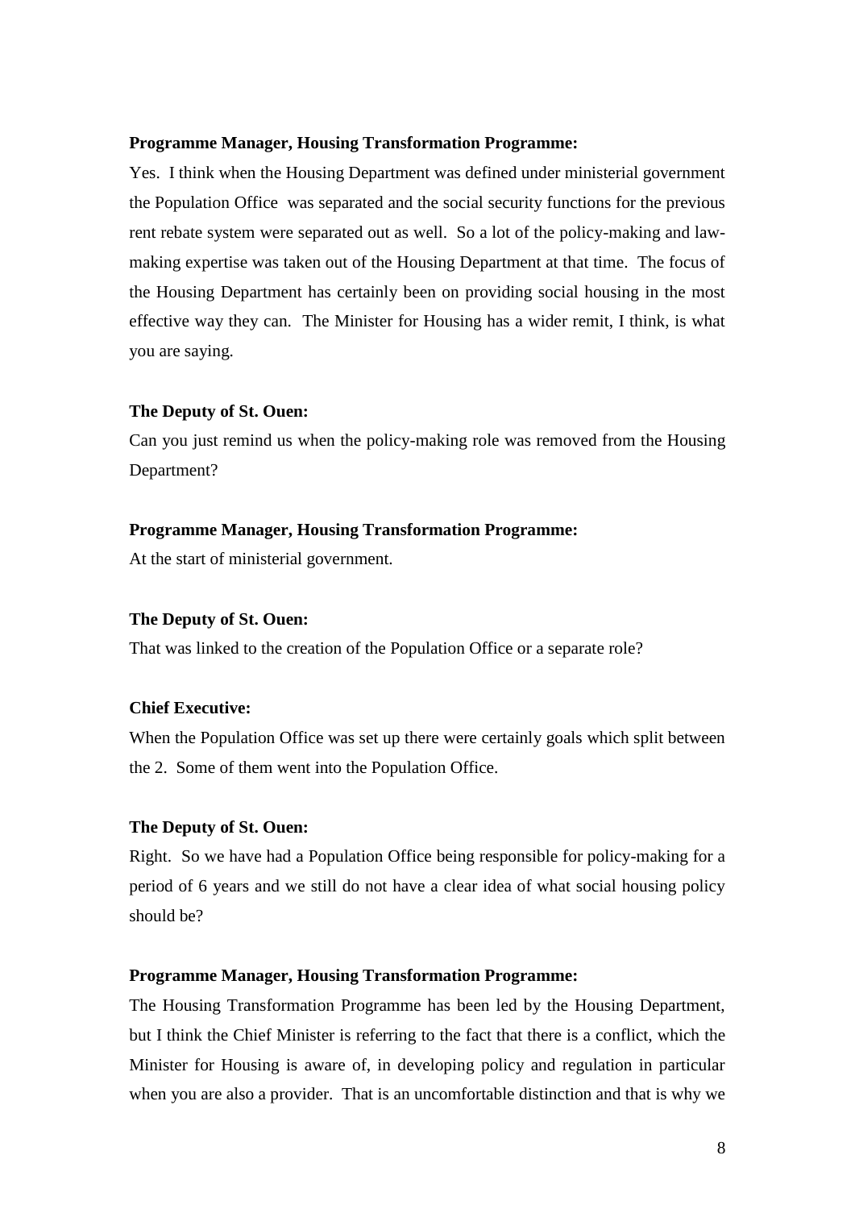**Programme Manager, Housing Transformation Programme:**

Yes. I think when the Housing Department was defined under ministerial government the Population Office was separated and the social security functions for the previous rent rebate system were separated out as well. So a lot of the policy-making and law-making expertise was taken out of the Housing Department at that time. The focus of the Housing Department has certainly been on providing social housing in the most effective way they can. The Minister for Housing has a wider remit, I think, is what you are saying.

**The Deputy of St. Ouen:**

Can you just remind us when the policy-making role was removed from the Housing Department?

**Programme Manager, Housing Transformation Programme:**

At the start of ministerial government.

**The Deputy of St. Ouen:**

That was linked to the creation of the Population Office or a separate role?

**Chief Executive:**

When the Population Office was set up there were certainly goals which split between the 2. Some of them went into the Population Office.

**The Deputy of St. Ouen:**

Right. So we have had a Population Office being responsible for policy-making for a period of 6 years and we still do not have a clear idea of what social housing policy should be?

**Programme Manager, Housing Transformation Programme:**

The Housing Transformation Programme has been led by the Housing Department, but I think the Chief Minister is referring to the fact that there is a conflict, which the Minister for Housing is aware of, in developing policy and regulation in particular when you are also a provider. That is an uncomfortable distinction and that is why we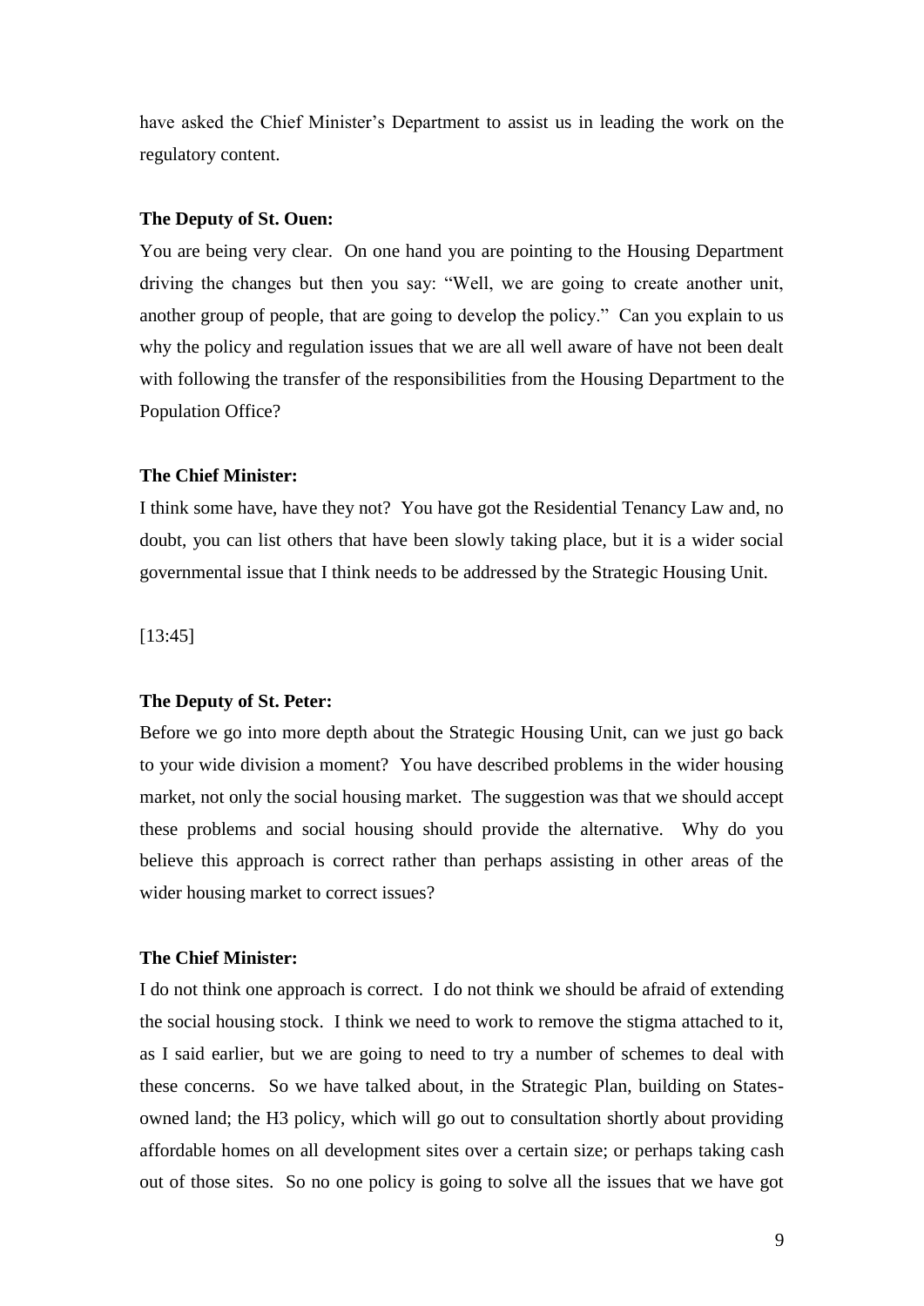have asked the Chief Minister's Department to assist us in leading the work on the regulatory content.

**The Deputy of St. Ouen:**

You are being very clear. On one hand you are pointing to the Housing Department driving the changes but then you say: "Well, we are going to create another unit, another group of people, that are going to develop the policy." Can you explain to us why the policy and regulation issues that we are all well aware of have not been dealt with following the transfer of the responsibilities from the Housing Department to the Population Office?

**The Chief Minister:**

I think some have, have they not? You have got the Residential Tenancy Law and, no doubt, you can list others that have been slowly taking place, but it is a wider social governmental issue that I think needs to be addressed by the Strategic Housing Unit.

[13:45]

**The Deputy of St. Peter:**

Before we go into more depth about the Strategic Housing Unit, can we just go back to your wide division a moment? You have described problems in the wider housing market, not only the social housing market. The suggestion was that we should accept these problems and social housing should provide the alternative. Why do you believe this approach is correct rather than perhaps assisting in other areas of the wider housing market to correct issues?

**The Chief Minister:**

I do not think one approach is correct. I do not think we should be afraid of extending the social housing stock. I think we need to work to remove the stigma attached to it, as I said earlier, but we are going to need to try a number of schemes to deal with these concerns. So we have talked about, in the Strategic Plan, building on States-owned land; the H3 policy, which will go out to consultation shortly about providing affordable homes on all development sites over a certain size; or perhaps taking cash out of those sites. So no one policy is going to solve all the issues that we have got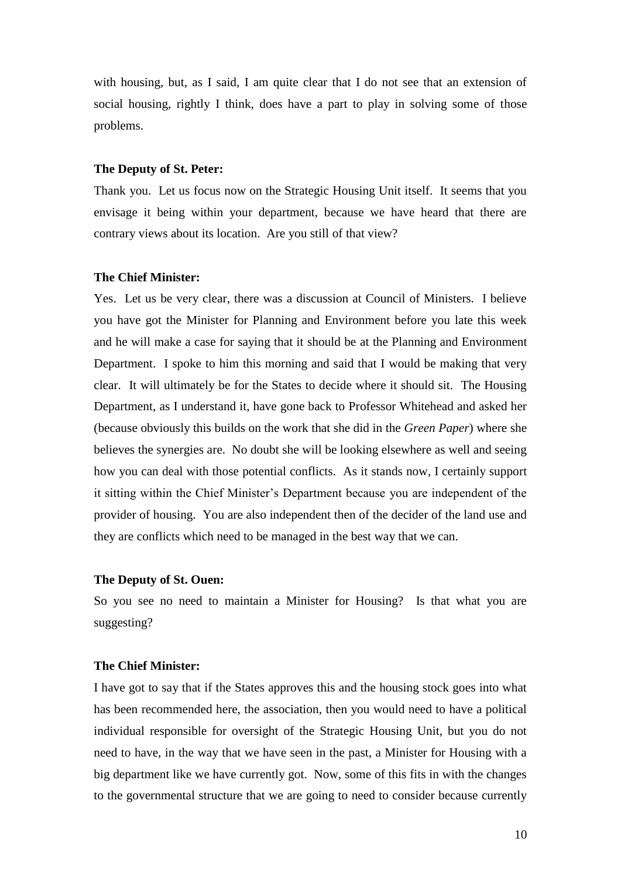with housing, but, as I said, I am quite clear that I do not see that an extension of social housing, rightly I think, does have a part to play in solving some of those problems.

**The Deputy of St. Peter:**

Thank you. Let us focus now on the Strategic Housing Unit itself. It seems that you envisage it being within your department, because we have heard that there are contrary views about its location. Are you still of that view?

**The Chief Minister:**

Yes. Let us be very clear, there was a discussion at Council of Ministers. I believe you have got the Minister for Planning and Environment before you late this week and he will make a case for saying that it should be at the Planning and Environment Department. I spoke to him this morning and said that I would be making that very clear. It will ultimately be for the States to decide where it should sit. The Housing Department, as I understand it, have gone back to Professor Whitehead and asked her (because obviously this builds on the work that she did in the *Green Paper*) where she believes the synergies are. No doubt she will be looking elsewhere as well and seeing how you can deal with those potential conflicts. As it stands now, I certainly support it sitting within the Chief Minister's Department because you are independent of the provider of housing. You are also independent then of the decider of the land use and they are conflicts which need to be managed in the best way that we can.

**The Deputy of St. Ouen:**

So you see no need to maintain a Minister for Housing? Is that what you are suggesting?

**The Chief Minister:**

I have got to say that if the States approves this and the housing stock goes into what has been recommended here, the association, then you would need to have a political individual responsible for oversight of the Strategic Housing Unit, but you do not need to have, in the way that we have seen in the past, a Minister for Housing with a big department like we have currently got. Now, some of this fits in with the changes to the governmental structure that we are going to need to consider because currently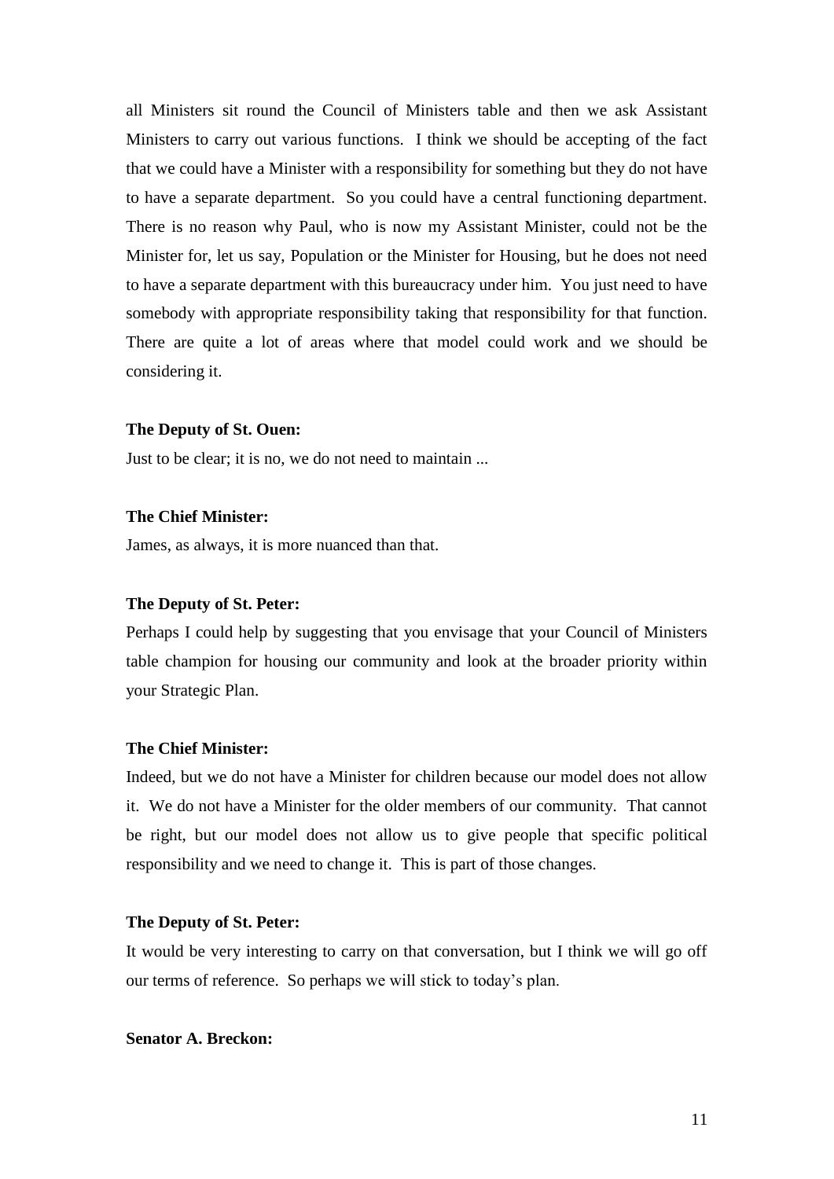all Ministers sit round the Council of Ministers table and then we ask Assistant Ministers to carry out various functions. I think we should be accepting of the fact that we could have a Minister with a responsibility for something but they do not have to have a separate department. So you could have a central functioning department. There is no reason why Paul, who is now my Assistant Minister, could not be the Minister for, let us say, Population or the Minister for Housing, but he does not need to have a separate department with this bureaucracy under him. You just need to have somebody with appropriate responsibility taking that responsibility for that function. There are quite a lot of areas where that model could work and we should be considering it.

**The Deputy of St. Ouen:**

Just to be clear; it is no, we do not need to maintain ...

**The Chief Minister:**

James, as always, it is more nuanced than that.

**The Deputy of St. Peter:**

Perhaps I could help by suggesting that you envisage that your Council of Ministers table champion for housing our community and look at the broader priority within your Strategic Plan.

**The Chief Minister:**

Indeed, but we do not have a Minister for children because our model does not allow it. We do not have a Minister for the older members of our community. That cannot be right, but our model does not allow us to give people that specific political responsibility and we need to change it. This is part of those changes.

**The Deputy of St. Peter:**

It would be very interesting to carry on that conversation, but I think we will go off our terms of reference. So perhaps we will stick to today's plan.

**Senator A. Breckon:**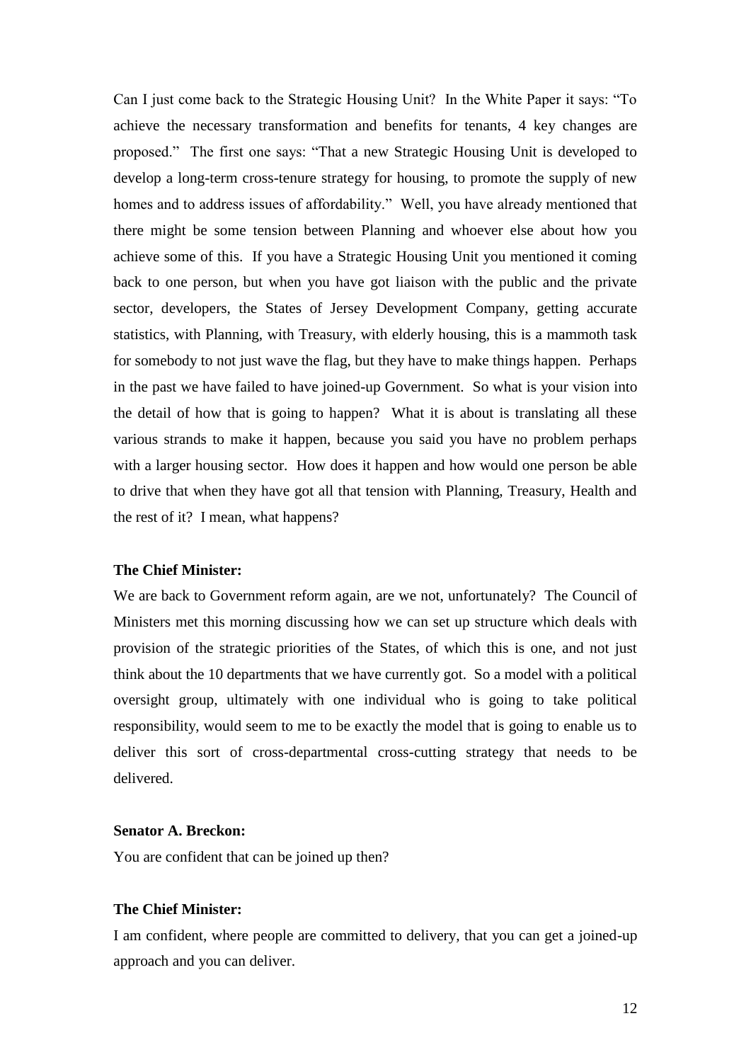Can I just come back to the Strategic Housing Unit? In the White Paper it says: "To achieve the necessary transformation and benefits for tenants, 4 key changes are proposed." The first one says: "That a new Strategic Housing Unit is developed to develop a long-term cross-tenure strategy for housing, to promote the supply of new homes and to address issues of affordability." Well, you have already mentioned that there might be some tension between Planning and whoever else about how you achieve some of this. If you have a Strategic Housing Unit you mentioned it coming back to one person, but when you have got liaison with the public and the private sector, developers, the States of Jersey Development Company, getting accurate statistics, with Planning, with Treasury, with elderly housing, this is a mammoth task for somebody to not just wave the flag, but they have to make things happen. Perhaps in the past we have failed to have joined-up Government. So what is your vision into the detail of how that is going to happen? What it is about is translating all these various strands to make it happen, because you said you have no problem perhaps with a larger housing sector. How does it happen and how would one person be able to drive that when they have got all that tension with Planning, Treasury, Health and the rest of it? I mean, what happens?

**The Chief Minister:**

We are back to Government reform again, are we not, unfortunately? The Council of Ministers met this morning discussing how we can set up structure which deals with provision of the strategic priorities of the States, of which this is one, and not just think about the 10 departments that we have currently got. So a model with a political oversight group, ultimately with one individual who is going to take political responsibility, would seem to me to be exactly the model that is going to enable us to deliver this sort of cross-departmental cross-cutting strategy that needs to be delivered.

**Senator A. Breckon:**

You are confident that can be joined up then?

**The Chief Minister:**

I am confident, where people are committed to delivery, that you can get a joined-up approach and you can deliver.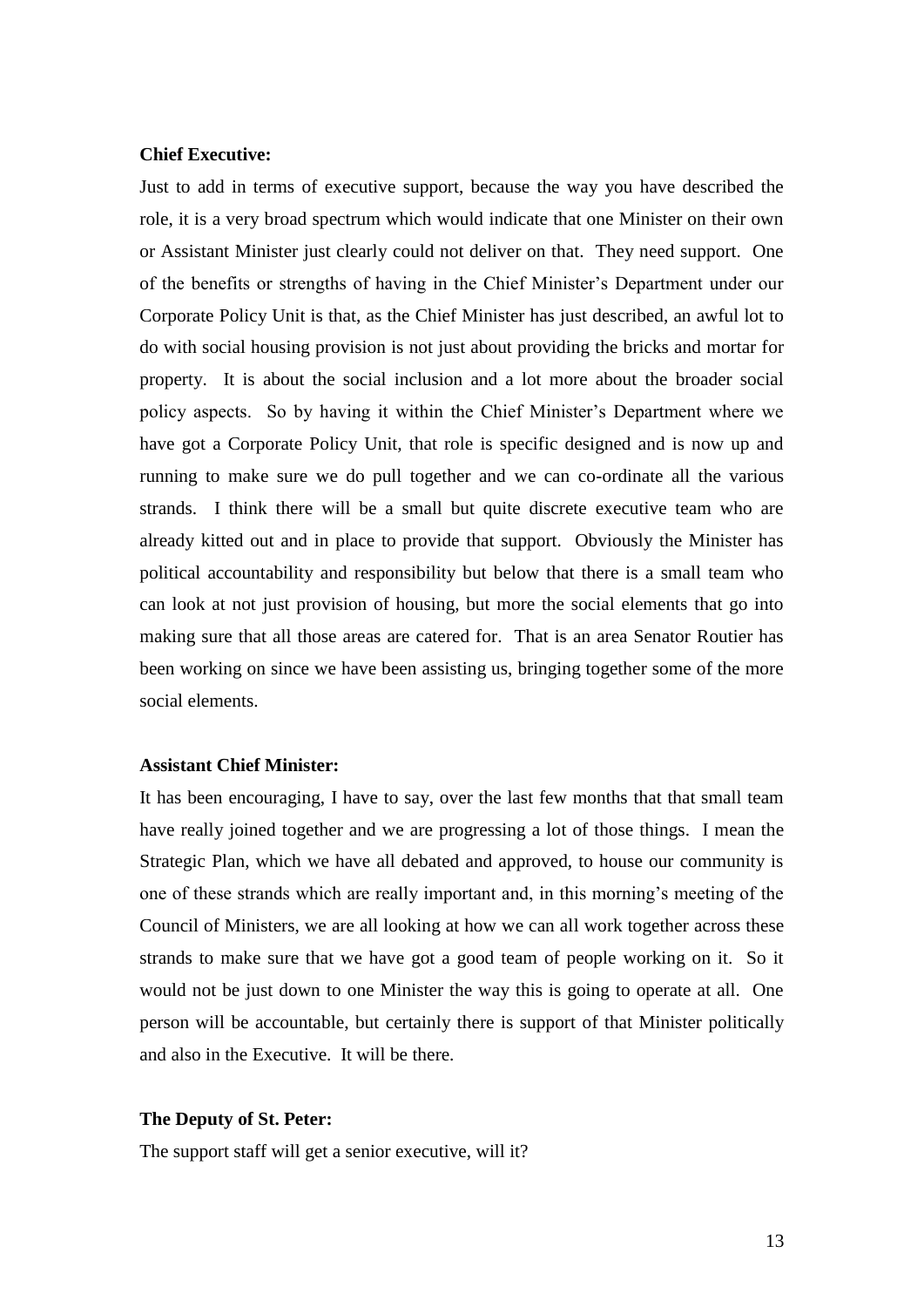**Chief Executive:**

Just to add in terms of executive support, because the way you have described the role, it is a very broad spectrum which would indicate that one Minister on their own or Assistant Minister just clearly could not deliver on that. They need support. One of the benefits or strengths of having in the Chief Minister's Department under our Corporate Policy Unit is that, as the Chief Minister has just described, an awful lot to do with social housing provision is not just about providing the bricks and mortar for property. It is about the social inclusion and a lot more about the broader social policy aspects. So by having it within the Chief Minister's Department where we have got a Corporate Policy Unit, that role is specific designed and is now up and running to make sure we do pull together and we can co-ordinate all the various strands. I think there will be a small but quite discrete executive team who are already kitted out and in place to provide that support. Obviously the Minister has political accountability and responsibility but below that there is a small team who can look at not just provision of housing, but more the social elements that go into making sure that all those areas are catered for. That is an area Senator Routier has been working on since we have been assisting us, bringing together some of the more social elements.

**Assistant Chief Minister:**

It has been encouraging, I have to say, over the last few months that that small team have really joined together and we are progressing a lot of those things. I mean the Strategic Plan, which we have all debated and approved, to house our community is one of these strands which are really important and, in this morning's meeting of the Council of Ministers, we are all looking at how we can all work together across these strands to make sure that we have got a good team of people working on it. So it would not be just down to one Minister the way this is going to operate at all. One person will be accountable, but certainly there is support of that Minister politically and also in the Executive. It will be there.

**The Deputy of St. Peter:**

The support staff will get a senior executive, will it?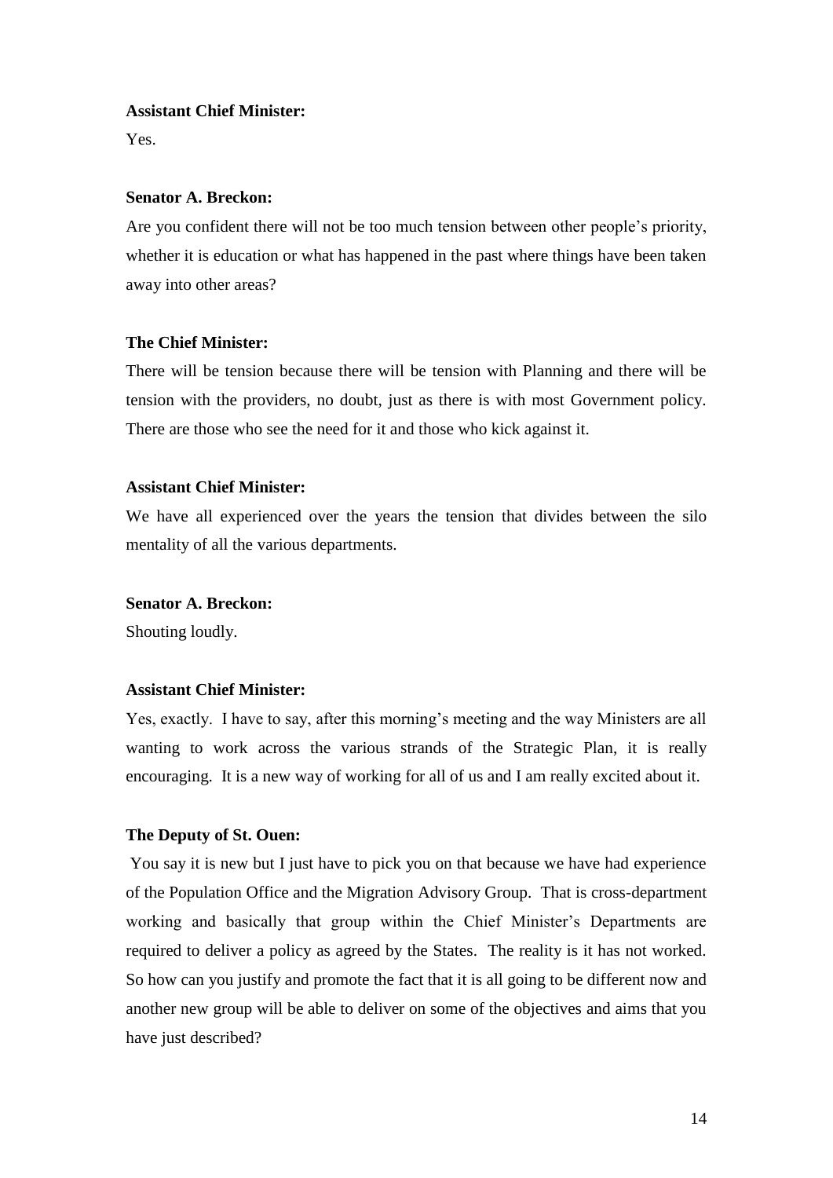**Assistant Chief Minister:**

Yes.

**Senator A. Breckon:**

Are you confident there will not be too much tension between other people's priority, whether it is education or what has happened in the past where things have been taken away into other areas?

**The Chief Minister:**

There will be tension because there will be tension with Planning and there will be tension with the providers, no doubt, just as there is with most Government policy. There are those who see the need for it and those who kick against it.

**Assistant Chief Minister:**

We have all experienced over the years the tension that divides between the silo mentality of all the various departments.

**Senator A. Breckon:**

Shouting loudly.

**Assistant Chief Minister:**

Yes, exactly. I have to say, after this morning's meeting and the way Ministers are all wanting to work across the various strands of the Strategic Plan, it is really encouraging. It is a new way of working for all of us and I am really excited about it.

**The Deputy of St. Ouen:**

You say it is new but I just have to pick you on that because we have had experience of the Population Office and the Migration Advisory Group. That is cross-department working and basically that group within the Chief Minister's Departments are required to deliver a policy as agreed by the States. The reality is it has not worked. So how can you justify and promote the fact that it is all going to be different now and another new group will be able to deliver on some of the objectives and aims that you have just described?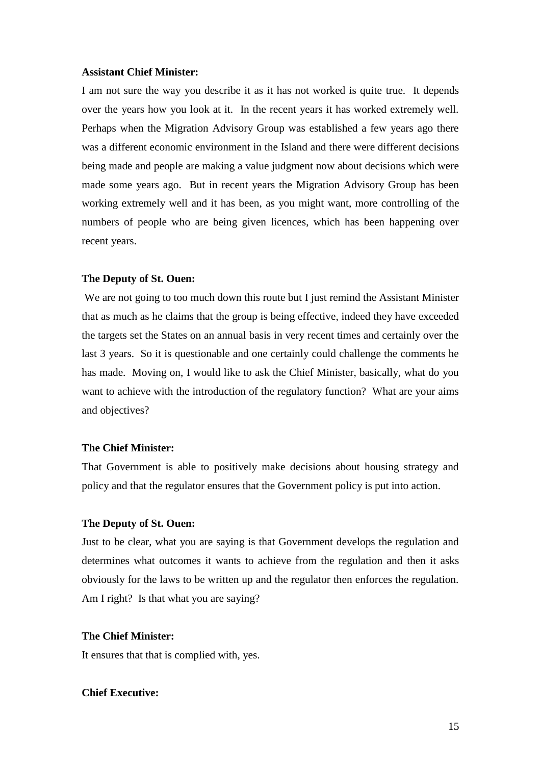**Assistant Chief Minister:**

I am not sure the way you describe it as it has not worked is quite true. It depends over the years how you look at it. In the recent years it has worked extremely well. Perhaps when the Migration Advisory Group was established a few years ago there was a different economic environment in the Island and there were different decisions being made and people are making a value judgment now about decisions which were made some years ago. But in recent years the Migration Advisory Group has been working extremely well and it has been, as you might want, more controlling of the numbers of people who are being given licences, which has been happening over recent years.

**The Deputy of St. Ouen:**

We are not going to too much down this route but I just remind the Assistant Minister that as much as he claims that the group is being effective, indeed they have exceeded the targets set the States on an annual basis in very recent times and certainly over the last 3 years. So it is questionable and one certainly could challenge the comments he has made. Moving on, I would like to ask the Chief Minister, basically, what do you want to achieve with the introduction of the regulatory function? What are your aims and objectives?

**The Chief Minister:**

That Government is able to positively make decisions about housing strategy and policy and that the regulator ensures that the Government policy is put into action.

**The Deputy of St. Ouen:**

Just to be clear, what you are saying is that Government develops the regulation and determines what outcomes it wants to achieve from the regulation and then it asks obviously for the laws to be written up and the regulator then enforces the regulation. Am I right? Is that what you are saying?

**The Chief Minister:**

It ensures that that is complied with, yes.

**Chief Executive:**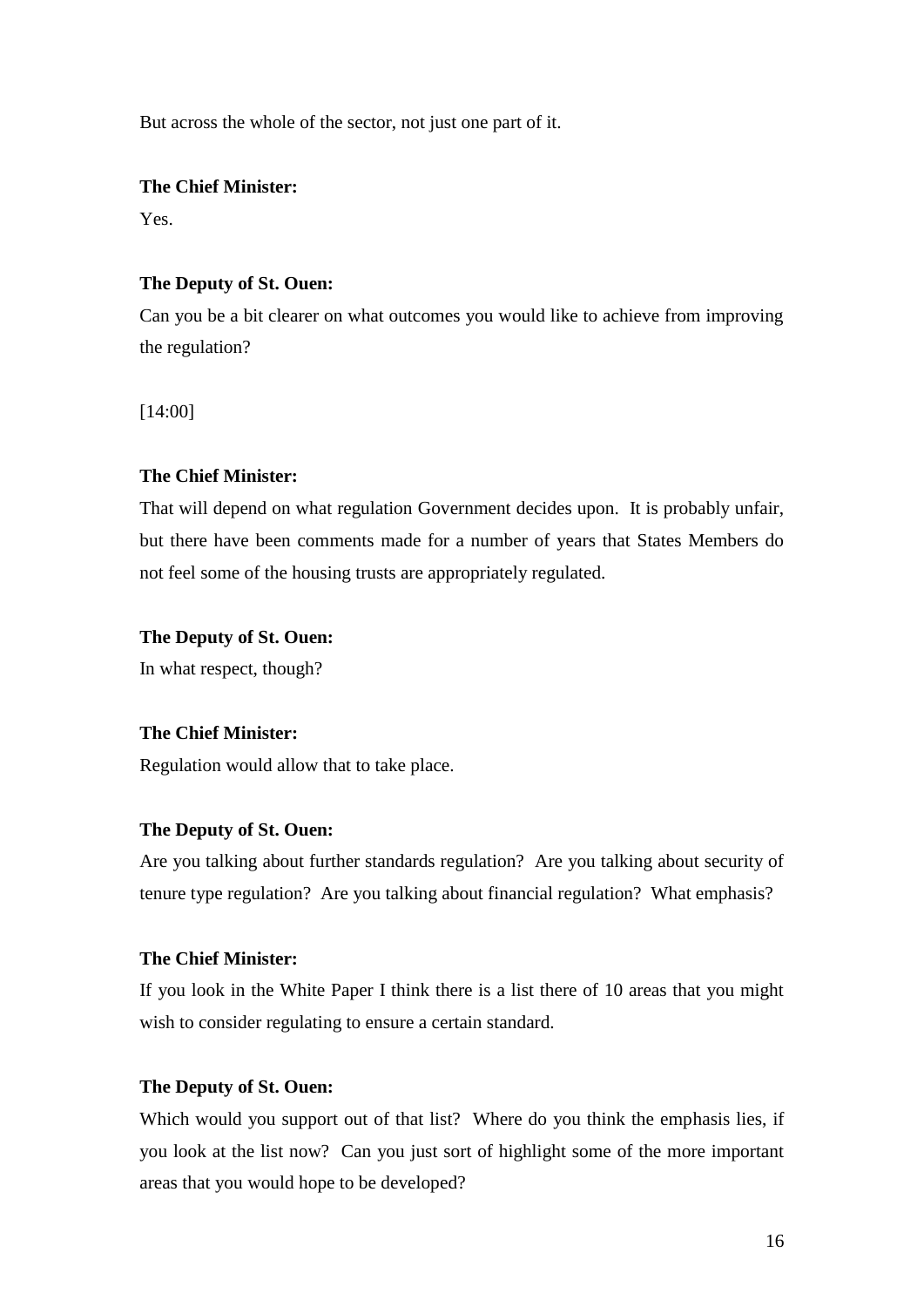But across the whole of the sector, not just one part of it.

**The Chief Minister:**

Yes.

**The Deputy of St. Ouen:**

Can you be a bit clearer on what outcomes you would like to achieve from improving the regulation?

[14:00]

**The Chief Minister:**

That will depend on what regulation Government decides upon. It is probably unfair, but there have been comments made for a number of years that States Members do not feel some of the housing trusts are appropriately regulated.

**The Deputy of St. Ouen:**

In what respect, though?

**The Chief Minister:**

Regulation would allow that to take place.

**The Deputy of St. Ouen:**

Are you talking about further standards regulation? Are you talking about security of tenure type regulation? Are you talking about financial regulation? What emphasis?

**The Chief Minister:**

If you look in the White Paper I think there is a list there of 10 areas that you might wish to consider regulating to ensure a certain standard.

**The Deputy of St. Ouen:**

Which would you support out of that list? Where do you think the emphasis lies, if you look at the list now? Can you just sort of highlight some of the more important areas that you would hope to be developed?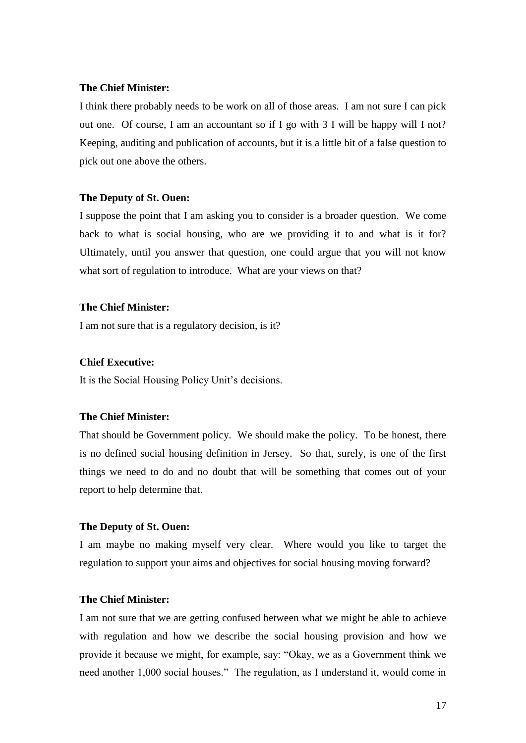**The Chief Minister:**

I think there probably needs to be work on all of those areas. I am not sure I can pick out one. Of course, I am an accountant so if I go with 3 I will be happy will I not? Keeping, auditing and publication of accounts, but it is a little bit of a false question to pick out one above the others.

**The Deputy of St. Ouen:**

I suppose the point that I am asking you to consider is a broader question. We come back to what is social housing, who are we providing it to and what is it for? Ultimately, until you answer that question, one could argue that you will not know what sort of regulation to introduce. What are your views on that?

**The Chief Minister:**

I am not sure that is a regulatory decision, is it?

**Chief Executive:**

It is the Social Housing Policy Unit's decisions.

**The Chief Minister:**

That should be Government policy. We should make the policy. To be honest, there is no defined social housing definition in Jersey. So that, surely, is one of the first things we need to do and no doubt that will be something that comes out of your report to help determine that.

**The Deputy of St. Ouen:**

I am maybe no making myself very clear. Where would you like to target the regulation to support your aims and objectives for social housing moving forward?

**The Chief Minister:**

I am not sure that we are getting confused between what we might be able to achieve with regulation and how we describe the social housing provision and how we provide it because we might, for example, say: "Okay, we as a Government think we need another 1,000 social houses." The regulation, as I understand it, would come in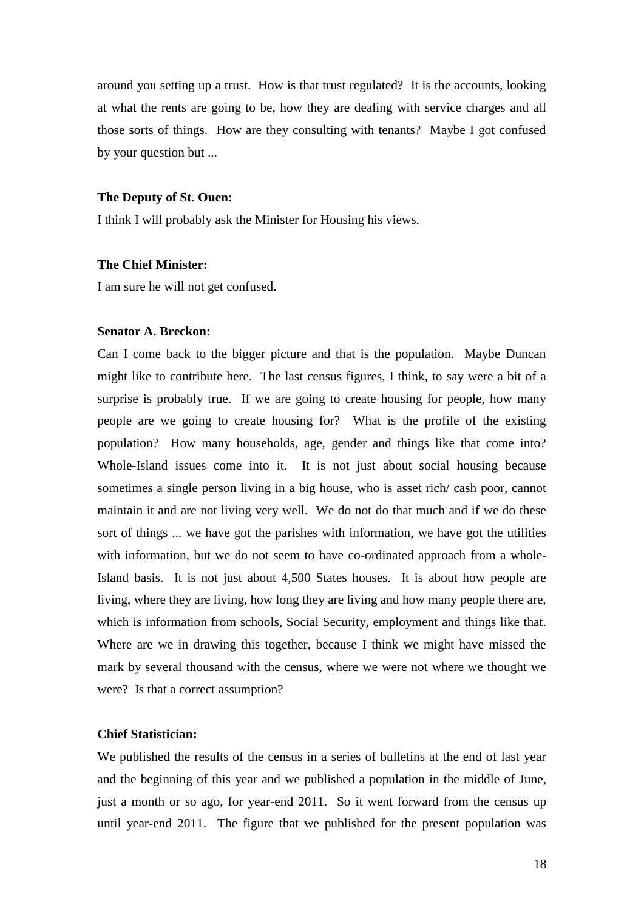around you setting up a trust. How is that trust regulated? It is the accounts, looking at what the rents are going to be, how they are dealing with service charges and all those sorts of things. How are they consulting with tenants? Maybe I got confused by your question but ...

**The Deputy of St. Ouen:**

I think I will probably ask the Minister for Housing his views.

**The Chief Minister:**

I am sure he will not get confused.

**Senator A. Breckon:**

Can I come back to the bigger picture and that is the population. Maybe Duncan might like to contribute here. The last census figures, I think, to say were a bit of a surprise is probably true. If we are going to create housing for people, how many people are we going to create housing for? What is the profile of the existing population? How many households, age, gender and things like that come into? Whole-Island issues come into it. It is not just about social housing because sometimes a single person living in a big house, who is asset rich/ cash poor, cannot maintain it and are not living very well. We do not do that much and if we do these sort of things ... we have got the parishes with information, we have got the utilities with information, but we do not seem to have co-ordinated approach from a whole-Island basis. It is not just about 4,500 States houses. It is about how people are living, where they are living, how long they are living and how many people there are, which is information from schools, Social Security, employment and things like that. Where are we in drawing this together, because I think we might have missed the mark by several thousand with the census, where we were not where we thought we were? Is that a correct assumption?

**Chief Statistician:**

We published the results of the census in a series of bulletins at the end of last year and the beginning of this year and we published a population in the middle of June, just a month or so ago, for year-end 2011. So it went forward from the census up until year-end 2011. The figure that we published for the present population was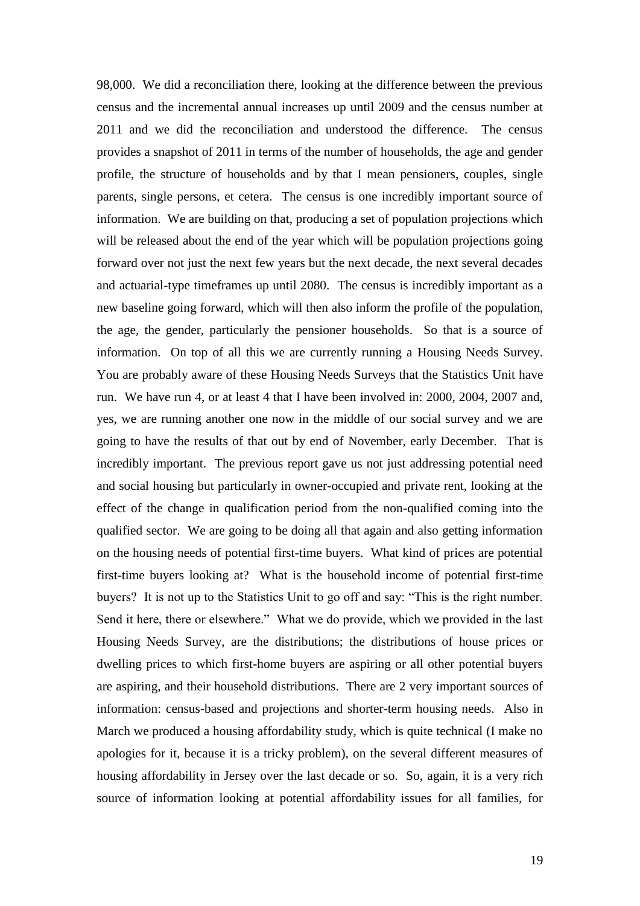98,000. We did a reconciliation there, looking at the difference between the previous census and the incremental annual increases up until 2009 and the census number at 2011 and we did the reconciliation and understood the difference. The census provides a snapshot of 2011 in terms of the number of households, the age and gender profile, the structure of households and by that I mean pensioners, couples, single parents, single persons, et cetera. The census is one incredibly important source of information. We are building on that, producing a set of population projections which will be released about the end of the year which will be population projections going forward over not just the next few years but the next decade, the next several decades and actuarial-type timeframes up until 2080. The census is incredibly important as a new baseline going forward, which will then also inform the profile of the population, the age, the gender, particularly the pensioner households. So that is a source of information. On top of all this we are currently running a Housing Needs Survey. You are probably aware of these Housing Needs Surveys that the Statistics Unit have run. We have run 4, or at least 4 that I have been involved in: 2000, 2004, 2007 and, yes, we are running another one now in the middle of our social survey and we are going to have the results of that out by end of November, early December. That is incredibly important. The previous report gave us not just addressing potential need and social housing but particularly in owner-occupied and private rent, looking at the effect of the change in qualification period from the non-qualified coming into the qualified sector. We are going to be doing all that again and also getting information on the housing needs of potential first-time buyers. What kind of prices are potential first-time buyers looking at? What is the household income of potential first-time buyers? It is not up to the Statistics Unit to go off and say: "This is the right number. Send it here, there or elsewhere." What we do provide, which we provided in the last Housing Needs Survey, are the distributions; the distributions of house prices or dwelling prices to which first-home buyers are aspiring or all other potential buyers are aspiring, and their household distributions. There are 2 very important sources of information: census-based and projections and shorter-term housing needs. Also in March we produced a housing affordability study, which is quite technical (I make no apologies for it, because it is a tricky problem), on the several different measures of housing affordability in Jersey over the last decade or so. So, again, it is a very rich source of information looking at potential affordability issues for all families, for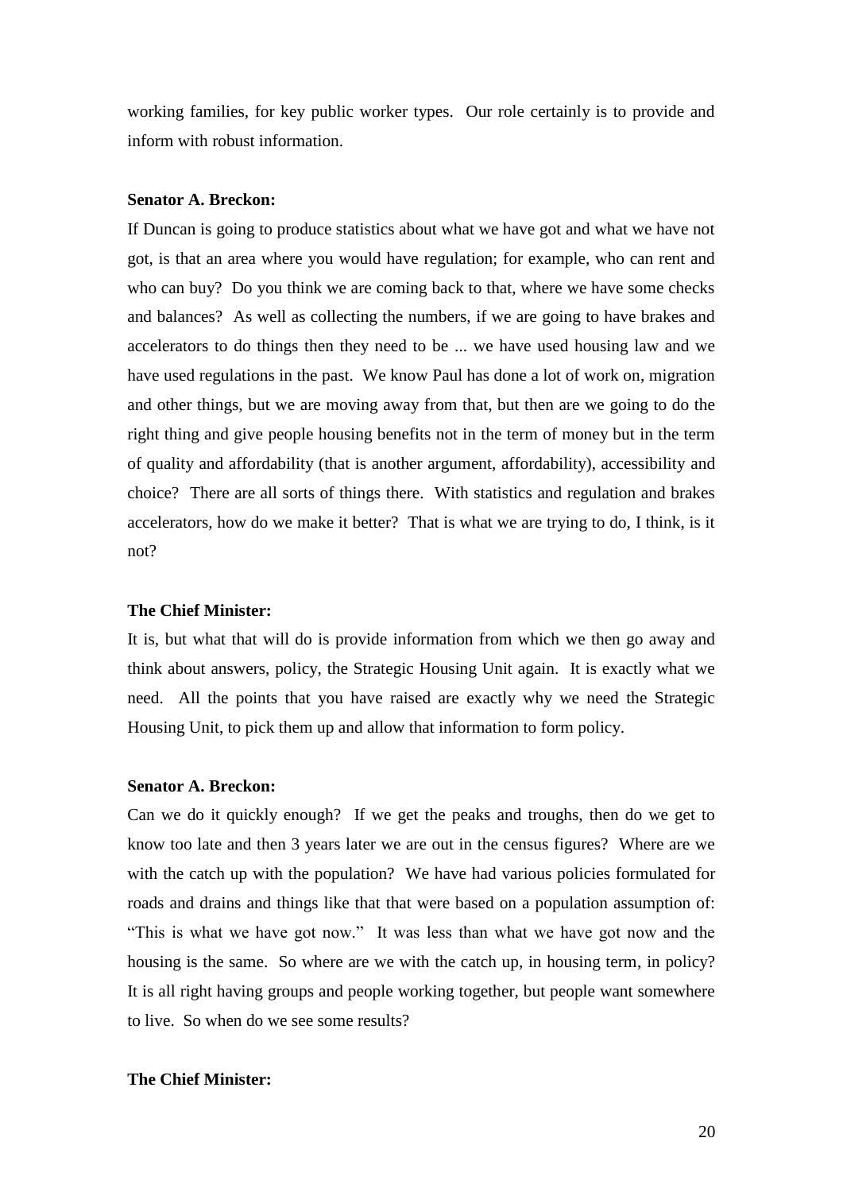working families, for key public worker types. Our role certainly is to provide and inform with robust information.

**Senator A. Breckon:**

If Duncan is going to produce statistics about what we have got and what we have not got, is that an area where you would have regulation; for example, who can rent and who can buy? Do you think we are coming back to that, where we have some checks and balances? As well as collecting the numbers, if we are going to have brakes and accelerators to do things then they need to be ... we have used housing law and we have used regulations in the past. We know Paul has done a lot of work on, migration and other things, but we are moving away from that, but then are we going to do the right thing and give people housing benefits not in the term of money but in the term of quality and affordability (that is another argument, affordability), accessibility and choice? There are all sorts of things there. With statistics and regulation and brakes accelerators, how do we make it better? That is what we are trying to do, I think, is it not?

**The Chief Minister:**

It is, but what that will do is provide information from which we then go away and think about answers, policy, the Strategic Housing Unit again. It is exactly what we need. All the points that you have raised are exactly why we need the Strategic Housing Unit, to pick them up and allow that information to form policy.

**Senator A. Breckon:**

Can we do it quickly enough? If we get the peaks and troughs, then do we get to know too late and then 3 years later we are out in the census figures? Where are we with the catch up with the population? We have had various policies formulated for roads and drains and things like that that were based on a population assumption of: "This is what we have got now." It was less than what we have got now and the housing is the same. So where are we with the catch up, in housing term, in policy? It is all right having groups and people working together, but people want somewhere to live. So when do we see some results?

**The Chief Minister:**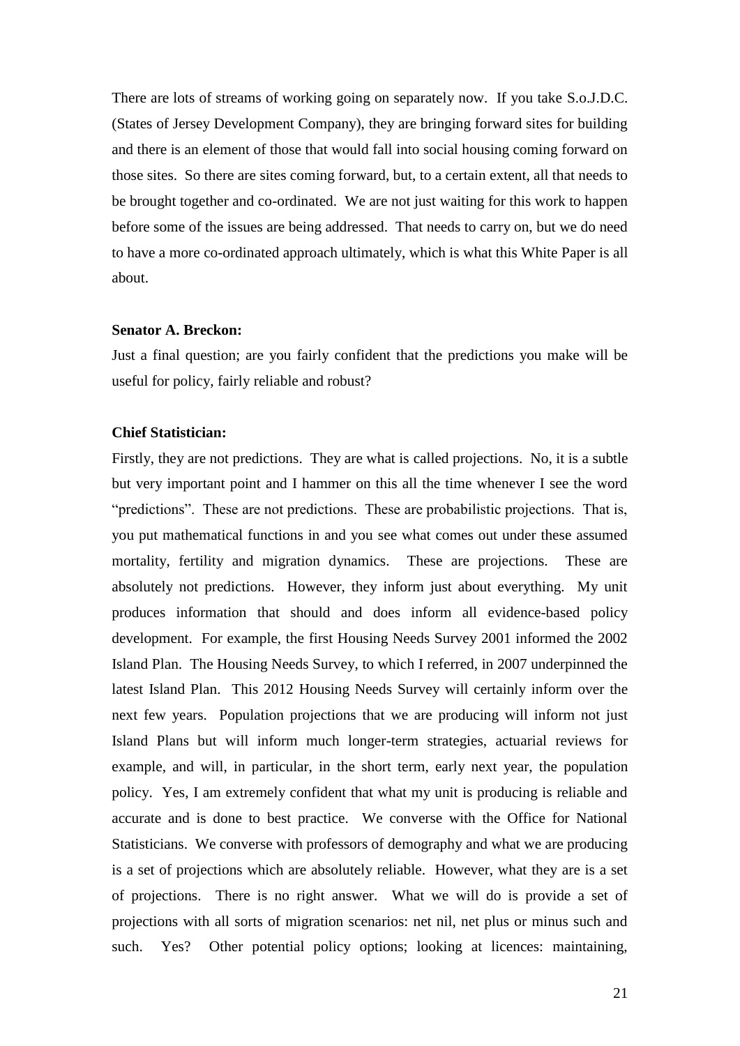There are lots of streams of working going on separately now. If you take S.o.J.D.C. (States of Jersey Development Company), they are bringing forward sites for building and there is an element of those that would fall into social housing coming forward on those sites. So there are sites coming forward, but, to a certain extent, all that needs to be brought together and co-ordinated. We are not just waiting for this work to happen before some of the issues are being addressed. That needs to carry on, but we do need to have a more co-ordinated approach ultimately, which is what this White Paper is all about.

**Senator A. Breckon:**

Just a final question; are you fairly confident that the predictions you make will be useful for policy, fairly reliable and robust?

**Chief Statistician:**

Firstly, they are not predictions. They are what is called projections. No, it is a subtle but very important point and I hammer on this all the time whenever I see the word "predictions". These are not predictions. These are probabilistic projections. That is, you put mathematical functions in and you see what comes out under these assumed mortality, fertility and migration dynamics. These are projections. These are absolutely not predictions. However, they inform just about everything. My unit produces information that should and does inform all evidence-based policy development. For example, the first Housing Needs Survey 2001 informed the 2002 Island Plan. The Housing Needs Survey, to which I referred, in 2007 underpinned the latest Island Plan. This 2012 Housing Needs Survey will certainly inform over the next few years. Population projections that we are producing will inform not just Island Plans but will inform much longer-term strategies, actuarial reviews for example, and will, in particular, in the short term, early next year, the population policy. Yes, I am extremely confident that what my unit is producing is reliable and accurate and is done to best practice. We converse with the Office for National Statisticians. We converse with professors of demography and what we are producing is a set of projections which are absolutely reliable. However, what they are is a set of projections. There is no right answer. What we will do is provide a set of projections with all sorts of migration scenarios: net nil, net plus or minus such and such. Yes? Other potential policy options; looking at licences: maintaining,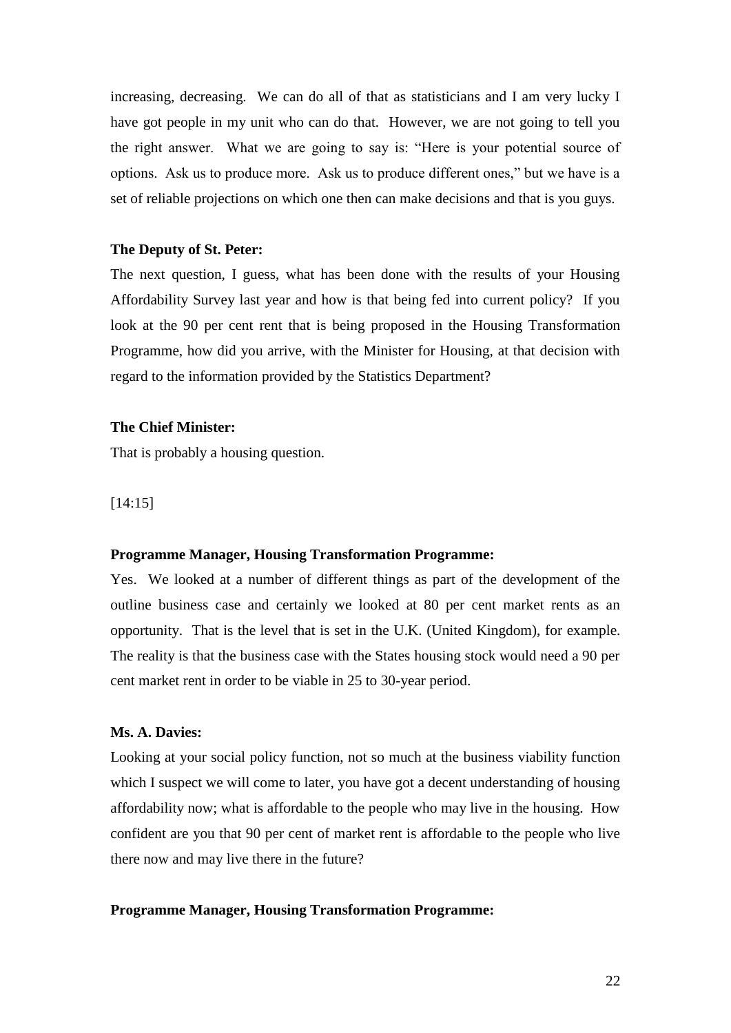increasing, decreasing. We can do all of that as statisticians and I am very lucky I have got people in my unit who can do that. However, we are not going to tell you the right answer. What we are going to say is: "Here is your potential source of options. Ask us to produce more. Ask us to produce different ones," but we have is a set of reliable projections on which one then can make decisions and that is you guys.

**The Deputy of St. Peter:**

The next question, I guess, what has been done with the results of your Housing Affordability Survey last year and how is that being fed into current policy? If you look at the 90 per cent rent that is being proposed in the Housing Transformation Programme, how did you arrive, with the Minister for Housing, at that decision with regard to the information provided by the Statistics Department?

**The Chief Minister:**

That is probably a housing question.

[14:15]

**Programme Manager, Housing Transformation Programme:**

Yes. We looked at a number of different things as part of the development of the outline business case and certainly we looked at 80 per cent market rents as an opportunity. That is the level that is set in the U.K. (United Kingdom), for example. The reality is that the business case with the States housing stock would need a 90 per cent market rent in order to be viable in 25 to 30-year period.

**Ms. A. Davies:**

Looking at your social policy function, not so much at the business viability function which I suspect we will come to later, you have got a decent understanding of housing affordability now; what is affordable to the people who may live in the housing. How confident are you that 90 per cent of market rent is affordable to the people who live there now and may live there in the future?

**Programme Manager, Housing Transformation Programme:**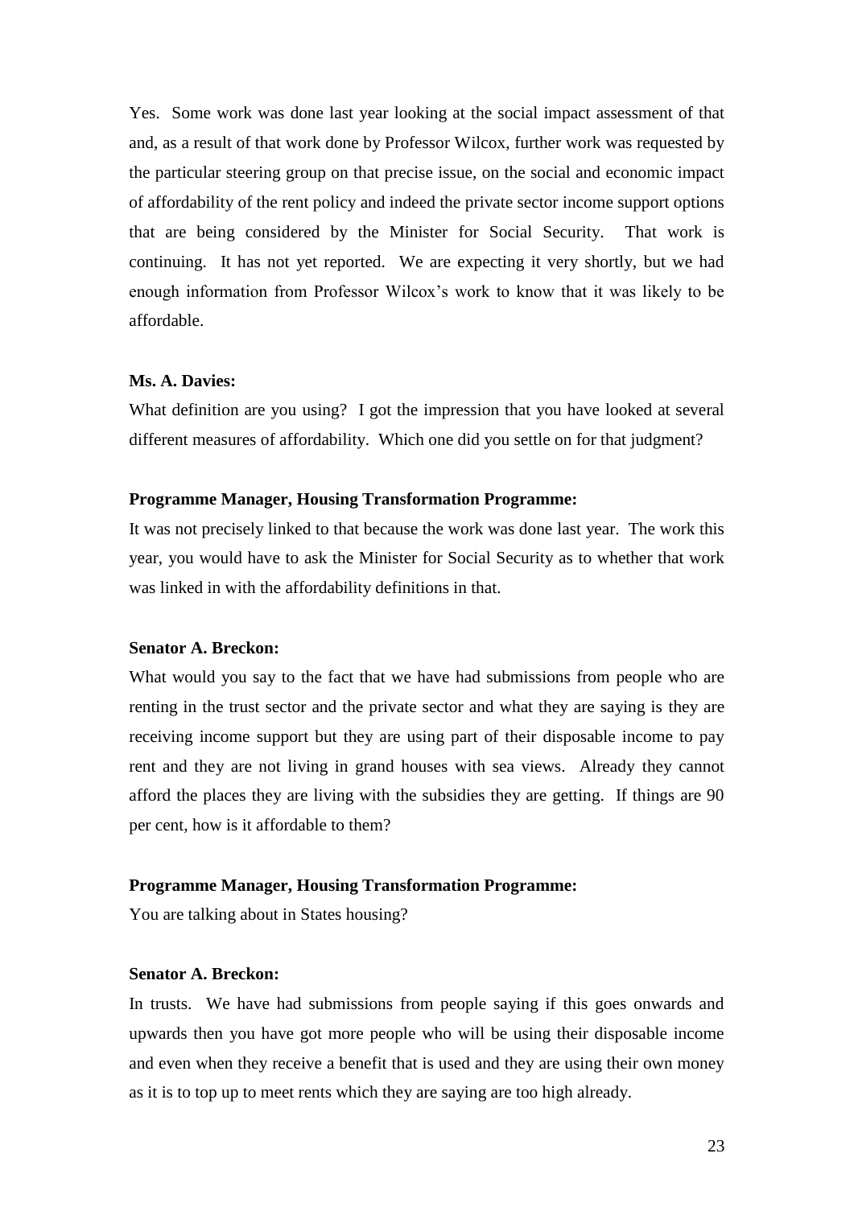Yes. Some work was done last year looking at the social impact assessment of that and, as a result of that work done by Professor Wilcox, further work was requested by the particular steering group on that precise issue, on the social and economic impact of affordability of the rent policy and indeed the private sector income support options that are being considered by the Minister for Social Security. That work is continuing. It has not yet reported. We are expecting it very shortly, but we had enough information from Professor Wilcox's work to know that it was likely to be affordable.

**Ms. A. Davies:**

What definition are you using? I got the impression that you have looked at several different measures of affordability. Which one did you settle on for that judgment?

**Programme Manager, Housing Transformation Programme:**

It was not precisely linked to that because the work was done last year. The work this year, you would have to ask the Minister for Social Security as to whether that work was linked in with the affordability definitions in that.

**Senator A. Breckon:**

What would you say to the fact that we have had submissions from people who are renting in the trust sector and the private sector and what they are saying is they are receiving income support but they are using part of their disposable income to pay rent and they are not living in grand houses with sea views. Already they cannot afford the places they are living with the subsidies they are getting. If things are 90 per cent, how is it affordable to them?

**Programme Manager, Housing Transformation Programme:**

You are talking about in States housing?

**Senator A. Breckon:**

In trusts. We have had submissions from people saying if this goes onwards and upwards then you have got more people who will be using their disposable income and even when they receive a benefit that is used and they are using their own money as it is to top up to meet rents which they are saying are too high already.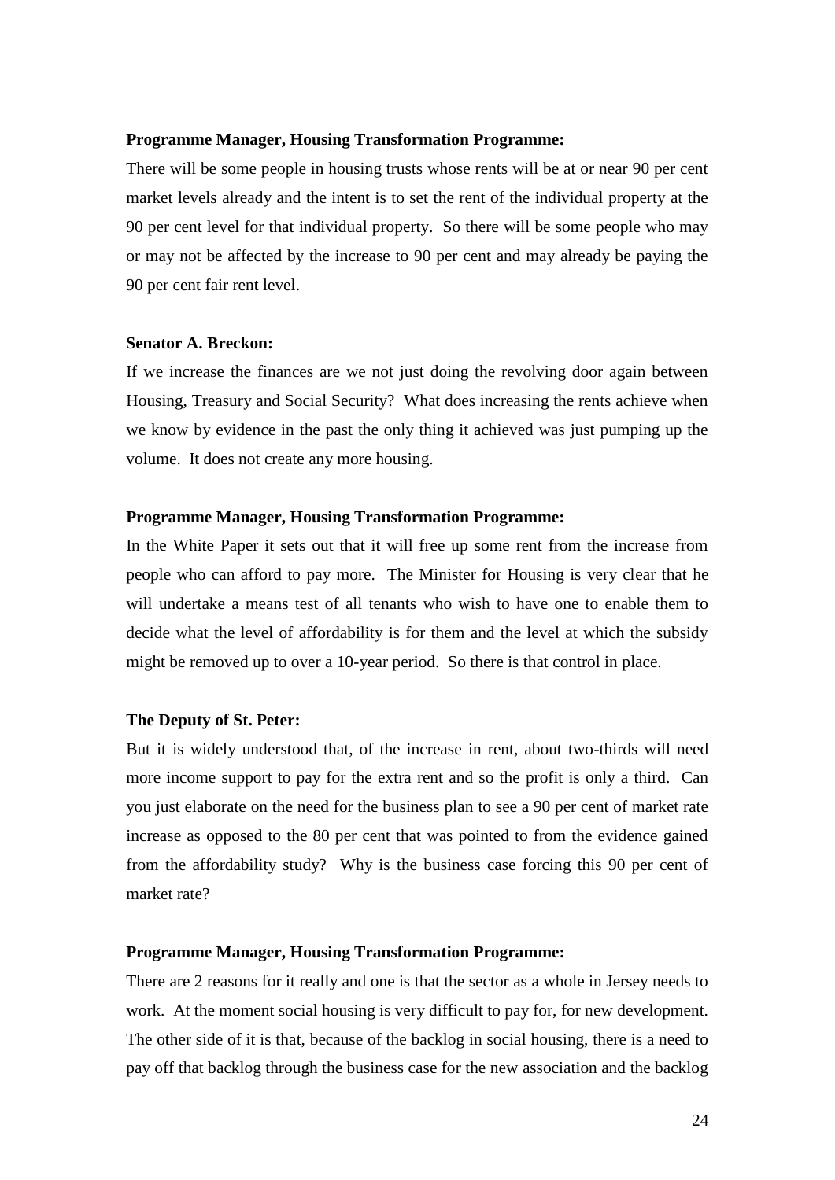**Programme Manager, Housing Transformation Programme:**

There will be some people in housing trusts whose rents will be at or near 90 per cent market levels already and the intent is to set the rent of the individual property at the 90 per cent level for that individual property. So there will be some people who may or may not be affected by the increase to 90 per cent and may already be paying the 90 per cent fair rent level.

**Senator A. Breckon:**

If we increase the finances are we not just doing the revolving door again between Housing, Treasury and Social Security? What does increasing the rents achieve when we know by evidence in the past the only thing it achieved was just pumping up the volume. It does not create any more housing.

**Programme Manager, Housing Transformation Programme:**

In the White Paper it sets out that it will free up some rent from the increase from people who can afford to pay more. The Minister for Housing is very clear that he will undertake a means test of all tenants who wish to have one to enable them to decide what the level of affordability is for them and the level at which the subsidy might be removed up to over a 10-year period. So there is that control in place.

**The Deputy of St. Peter:**

But it is widely understood that, of the increase in rent, about two-thirds will need more income support to pay for the extra rent and so the profit is only a third. Can you just elaborate on the need for the business plan to see a 90 per cent of market rate increase as opposed to the 80 per cent that was pointed to from the evidence gained from the affordability study? Why is the business case forcing this 90 per cent of market rate?

**Programme Manager, Housing Transformation Programme:**

There are 2 reasons for it really and one is that the sector as a whole in Jersey needs to work. At the moment social housing is very difficult to pay for, for new development. The other side of it is that, because of the backlog in social housing, there is a need to pay off that backlog through the business case for the new association and the backlog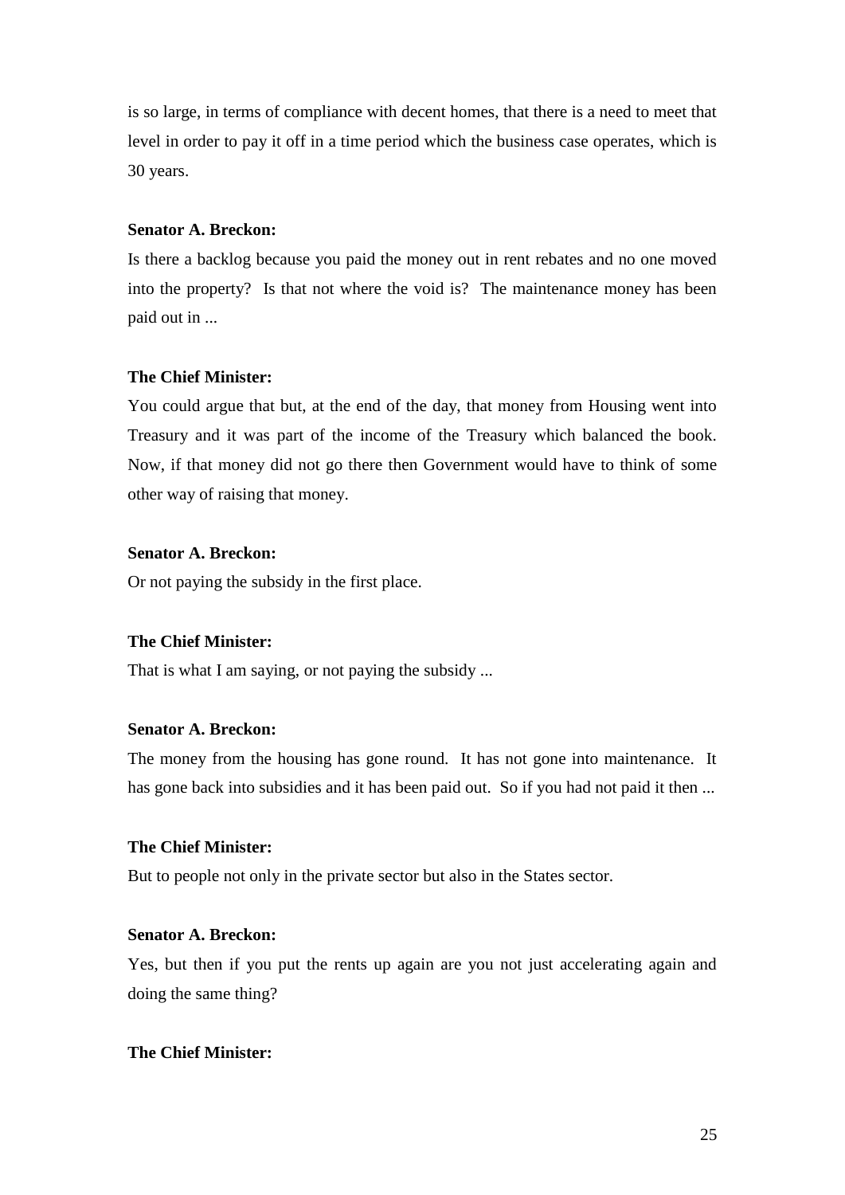is so large, in terms of compliance with decent homes, that there is a need to meet that level in order to pay it off in a time period which the business case operates, which is 30 years.

**Senator A. Breckon:**

Is there a backlog because you paid the money out in rent rebates and no one moved into the property? Is that not where the void is? The maintenance money has been paid out in ...

**The Chief Minister:**

You could argue that but, at the end of the day, that money from Housing went into Treasury and it was part of the income of the Treasury which balanced the book. Now, if that money did not go there then Government would have to think of some other way of raising that money.

**Senator A. Breckon:**

Or not paying the subsidy in the first place.

**The Chief Minister:**

That is what I am saying, or not paying the subsidy ...

**Senator A. Breckon:**

The money from the housing has gone round. It has not gone into maintenance. It has gone back into subsidies and it has been paid out. So if you had not paid it then ...

**The Chief Minister:**

But to people not only in the private sector but also in the States sector.

**Senator A. Breckon:**

Yes, but then if you put the rents up again are you not just accelerating again and doing the same thing?

**The Chief Minister:**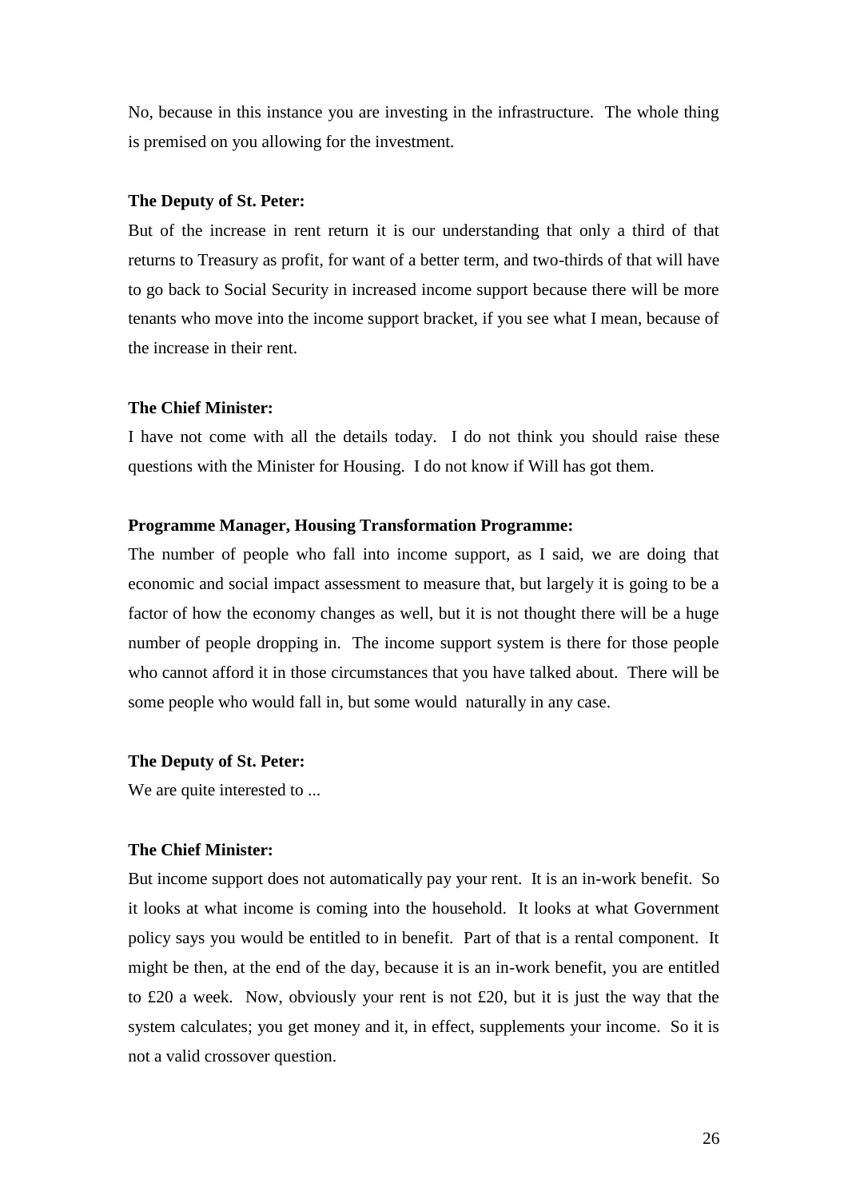No, because in this instance you are investing in the infrastructure. The whole thing is premised on you allowing for the investment.

**The Deputy of St. Peter:**

But of the increase in rent return it is our understanding that only a third of that returns to Treasury as profit, for want of a better term, and two-thirds of that will have to go back to Social Security in increased income support because there will be more tenants who move into the income support bracket, if you see what I mean, because of the increase in their rent.

**The Chief Minister:**

I have not come with all the details today. I do not think you should raise these questions with the Minister for Housing. I do not know if Will has got them.

**Programme Manager, Housing Transformation Programme:**

The number of people who fall into income support, as I said, we are doing that economic and social impact assessment to measure that, but largely it is going to be a factor of how the economy changes as well, but it is not thought there will be a huge number of people dropping in. The income support system is there for those people who cannot afford it in those circumstances that you have talked about. There will be some people who would fall in, but some would naturally in any case.

**The Deputy of St. Peter:**

We are quite interested to ...

**The Chief Minister:**

But income support does not automatically pay your rent. It is an in-work benefit. So it looks at what income is coming into the household. It looks at what Government policy says you would be entitled to in benefit. Part of that is a rental component. It might be then, at the end of the day, because it is an in-work benefit, you are entitled to £20 a week. Now, obviously your rent is not £20, but it is just the way that the system calculates; you get money and it, in effect, supplements your income. So it is not a valid crossover question.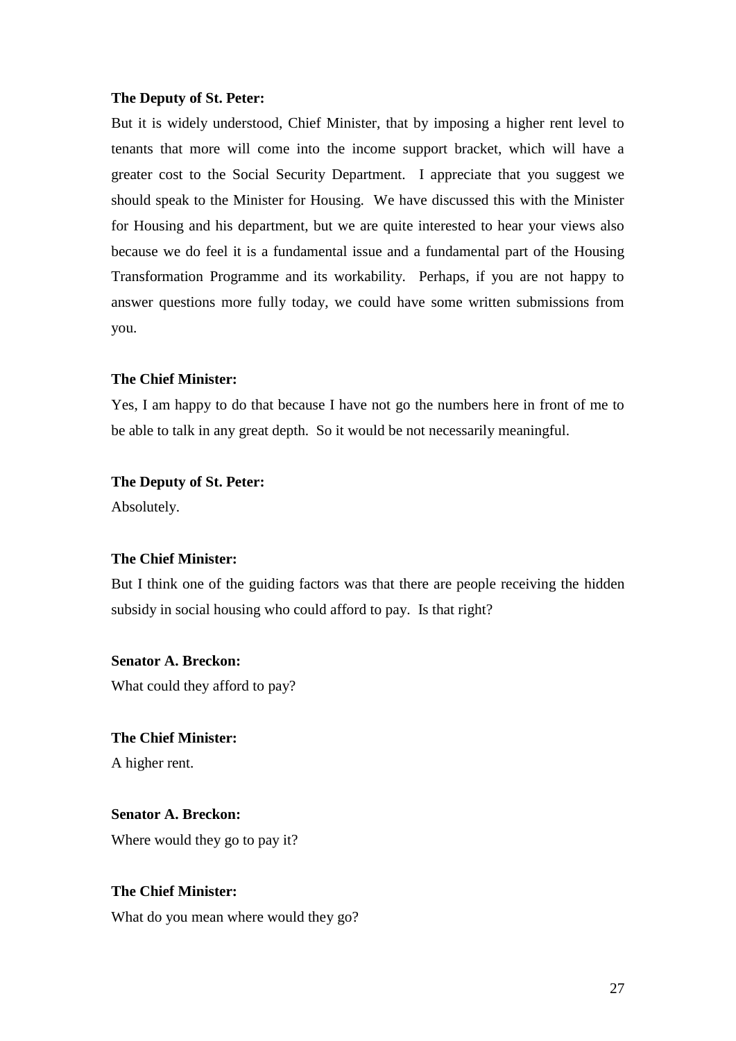**The Deputy of St. Peter:**

But it is widely understood, Chief Minister, that by imposing a higher rent level to tenants that more will come into the income support bracket, which will have a greater cost to the Social Security Department. I appreciate that you suggest we should speak to the Minister for Housing. We have discussed this with the Minister for Housing and his department, but we are quite interested to hear your views also because we do feel it is a fundamental issue and a fundamental part of the Housing Transformation Programme and its workability. Perhaps, if you are not happy to answer questions more fully today, we could have some written submissions from you.

**The Chief Minister:**

Yes, I am happy to do that because I have not go the numbers here in front of me to be able to talk in any great depth. So it would be not necessarily meaningful.

**The Deputy of St. Peter:**

Absolutely.

**The Chief Minister:**

But I think one of the guiding factors was that there are people receiving the hidden subsidy in social housing who could afford to pay. Is that right?

**Senator A. Breckon:**

What could they afford to pay?

**The Chief Minister:**

A higher rent.

**Senator A. Breckon:**

Where would they go to pay it?

**The Chief Minister:**

What do you mean where would they go?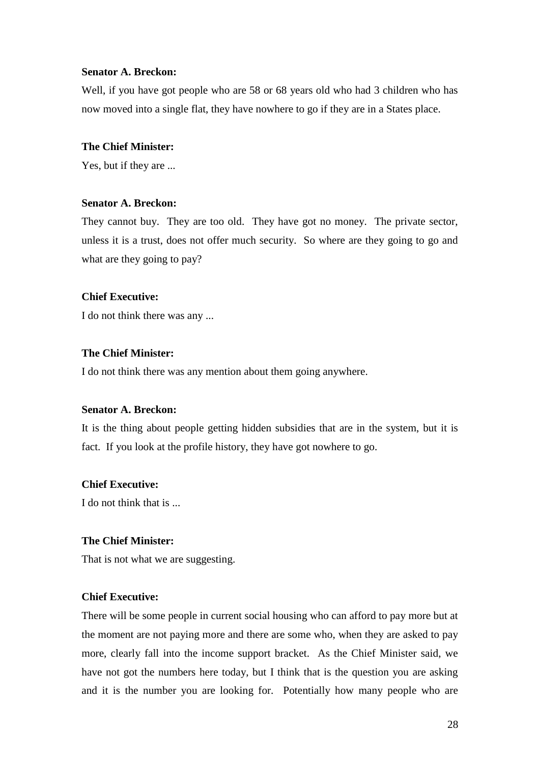**Senator A. Breckon:**

Well, if you have got people who are 58 or 68 years old who had 3 children who has now moved into a single flat, they have nowhere to go if they are in a States place.

**The Chief Minister:**

Yes, but if they are ...

**Senator A. Breckon:**

They cannot buy. They are too old. They have got no money. The private sector, unless it is a trust, does not offer much security. So where are they going to go and what are they going to pay?

**Chief Executive:**

I do not think there was any ...

**The Chief Minister:**

I do not think there was any mention about them going anywhere.

**Senator A. Breckon:**

It is the thing about people getting hidden subsidies that are in the system, but it is fact. If you look at the profile history, they have got nowhere to go.

**Chief Executive:**

I do not think that is ...

**The Chief Minister:**

That is not what we are suggesting.

**Chief Executive:**

There will be some people in current social housing who can afford to pay more but at the moment are not paying more and there are some who, when they are asked to pay more, clearly fall into the income support bracket. As the Chief Minister said, we have not got the numbers here today, but I think that is the question you are asking and it is the number you are looking for. Potentially how many people who are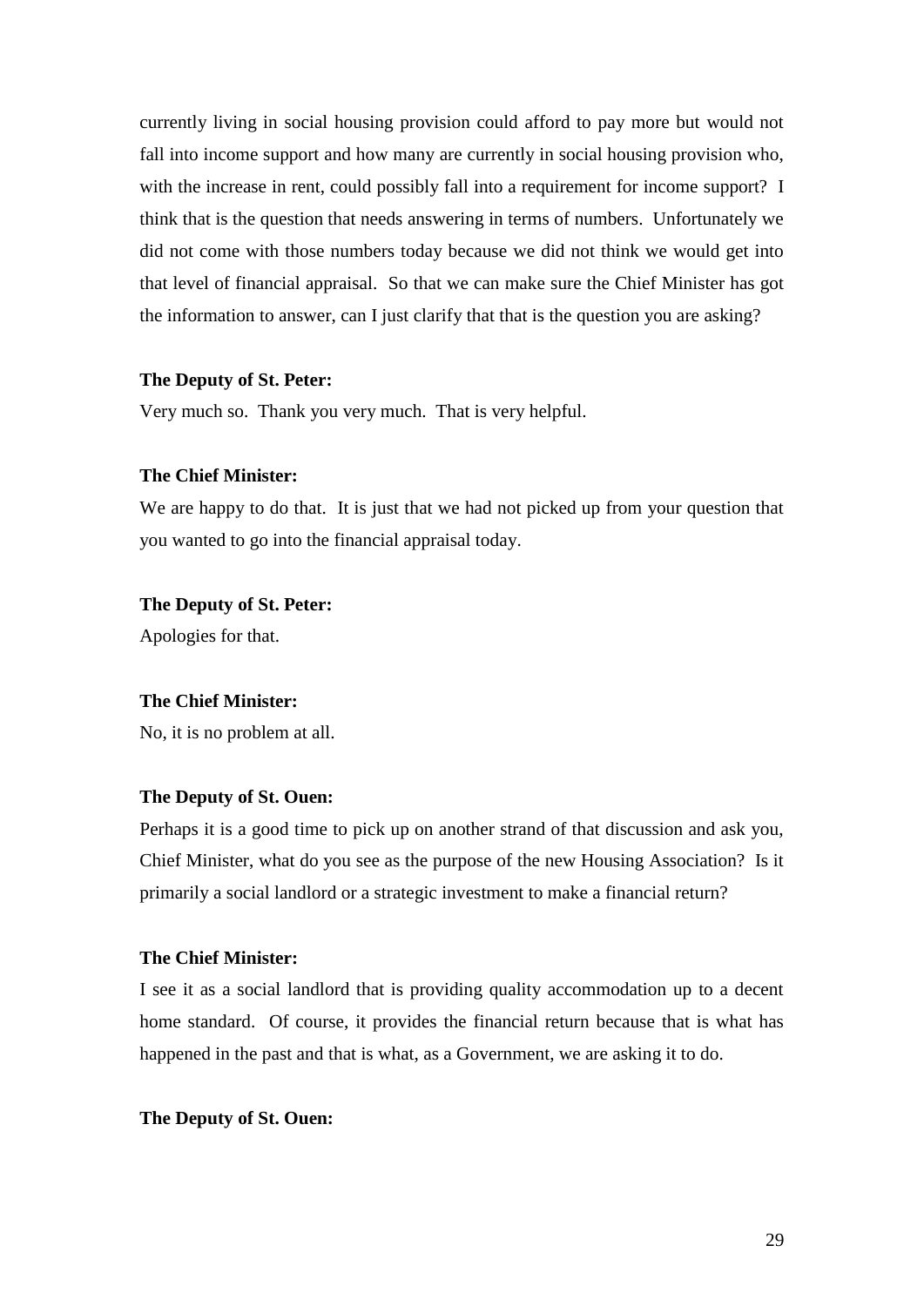currently living in social housing provision could afford to pay more but would not fall into income support and how many are currently in social housing provision who, with the increase in rent, could possibly fall into a requirement for income support? I think that is the question that needs answering in terms of numbers. Unfortunately we did not come with those numbers today because we did not think we would get into that level of financial appraisal. So that we can make sure the Chief Minister has got the information to answer, can I just clarify that that is the question you are asking?

**The Deputy of St. Peter:**

Very much so. Thank you very much. That is very helpful.

**The Chief Minister:**

We are happy to do that. It is just that we had not picked up from your question that you wanted to go into the financial appraisal today.

**The Deputy of St. Peter:**

Apologies for that.

**The Chief Minister:**

No, it is no problem at all.

**The Deputy of St. Ouen:**

Perhaps it is a good time to pick up on another strand of that discussion and ask you, Chief Minister, what do you see as the purpose of the new Housing Association? Is it primarily a social landlord or a strategic investment to make a financial return?

**The Chief Minister:**

I see it as a social landlord that is providing quality accommodation up to a decent home standard. Of course, it provides the financial return because that is what has happened in the past and that is what, as a Government, we are asking it to do.

**The Deputy of St. Ouen:**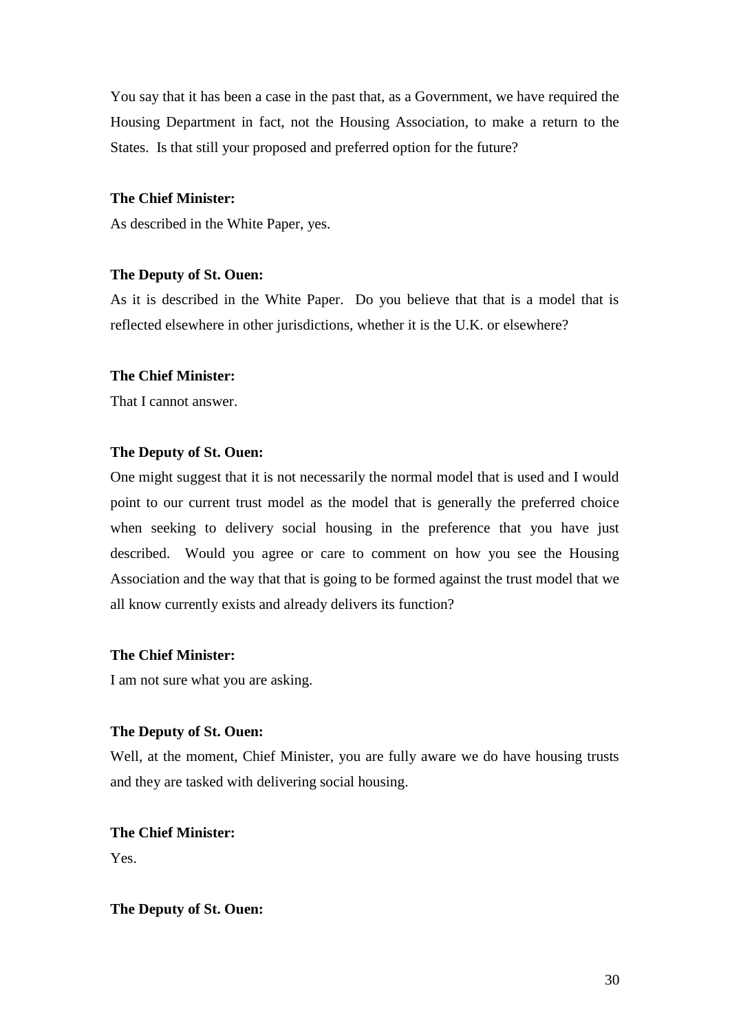You say that it has been a case in the past that, as a Government, we have required the Housing Department in fact, not the Housing Association, to make a return to the States. Is that still your proposed and preferred option for the future?

**The Chief Minister:**

As described in the White Paper, yes.

**The Deputy of St. Ouen:**

As it is described in the White Paper. Do you believe that that is a model that is reflected elsewhere in other jurisdictions, whether it is the U.K. or elsewhere?

**The Chief Minister:**

That I cannot answer.

**The Deputy of St. Ouen:**

One might suggest that it is not necessarily the normal model that is used and I would point to our current trust model as the model that is generally the preferred choice when seeking to delivery social housing in the preference that you have just described. Would you agree or care to comment on how you see the Housing Association and the way that that is going to be formed against the trust model that we all know currently exists and already delivers its function?

**The Chief Minister:**

I am not sure what you are asking.

**The Deputy of St. Ouen:**

Well, at the moment, Chief Minister, you are fully aware we do have housing trusts and they are tasked with delivering social housing.

**The Chief Minister:**

Yes.

**The Deputy of St. Ouen:**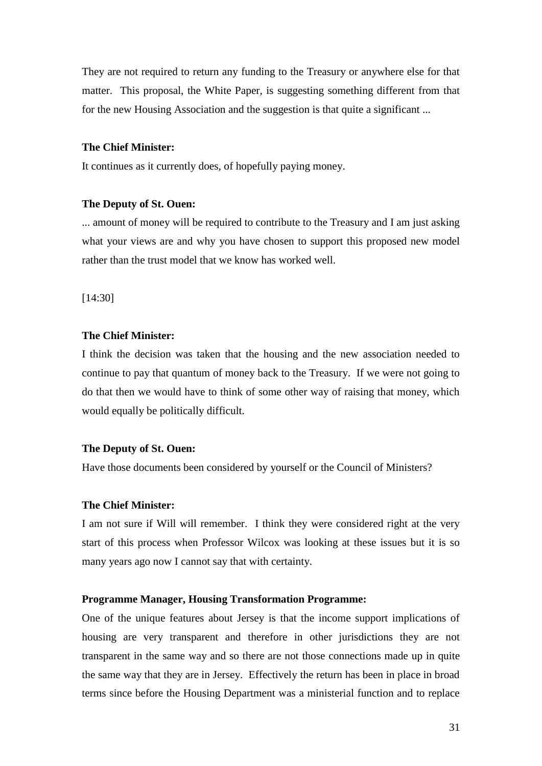They are not required to return any funding to the Treasury or anywhere else for that matter. This proposal, the White Paper, is suggesting something different from that for the new Housing Association and the suggestion is that quite a significant ...

**The Chief Minister:**

It continues as it currently does, of hopefully paying money.

**The Deputy of St. Ouen:**

... amount of money will be required to contribute to the Treasury and I am just asking what your views are and why you have chosen to support this proposed new model rather than the trust model that we know has worked well.

[14:30]

**The Chief Minister:**

I think the decision was taken that the housing and the new association needed to continue to pay that quantum of money back to the Treasury. If we were not going to do that then we would have to think of some other way of raising that money, which would equally be politically difficult.

**The Deputy of St. Ouen:**

Have those documents been considered by yourself or the Council of Ministers?

**The Chief Minister:**

I am not sure if Will will remember. I think they were considered right at the very start of this process when Professor Wilcox was looking at these issues but it is so many years ago now I cannot say that with certainty.

**Programme Manager, Housing Transformation Programme:**

One of the unique features about Jersey is that the income support implications of housing are very transparent and therefore in other jurisdictions they are not transparent in the same way and so there are not those connections made up in quite the same way that they are in Jersey. Effectively the return has been in place in broad terms since before the Housing Department was a ministerial function and to replace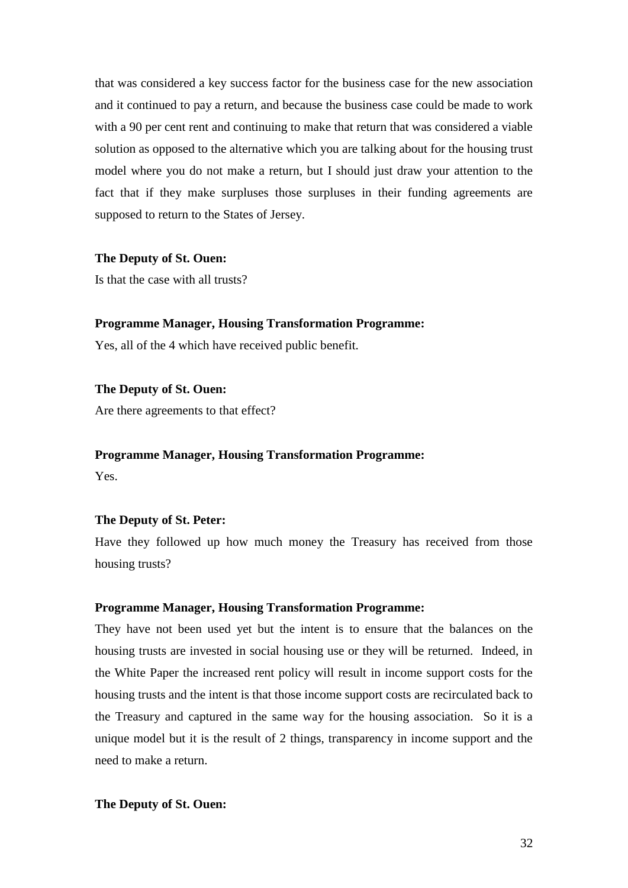that was considered a key success factor for the business case for the new association and it continued to pay a return, and because the business case could be made to work with a 90 per cent rent and continuing to make that return that was considered a viable solution as opposed to the alternative which you are talking about for the housing trust model where you do not make a return, but I should just draw your attention to the fact that if they make surpluses those surpluses in their funding agreements are supposed to return to the States of Jersey.

**The Deputy of St. Ouen:**

Is that the case with all trusts?

**Programme Manager, Housing Transformation Programme:**

Yes, all of the 4 which have received public benefit.

**The Deputy of St. Ouen:**

Are there agreements to that effect?

**Programme Manager, Housing Transformation Programme:**

Yes.

**The Deputy of St. Peter:**

Have they followed up how much money the Treasury has received from those housing trusts?

**Programme Manager, Housing Transformation Programme:**

They have not been used yet but the intent is to ensure that the balances on the housing trusts are invested in social housing use or they will be returned. Indeed, in the White Paper the increased rent policy will result in income support costs for the housing trusts and the intent is that those income support costs are recirculated back to the Treasury and captured in the same way for the housing association. So it is a unique model but it is the result of 2 things, transparency in income support and the need to make a return.

**The Deputy of St. Ouen:**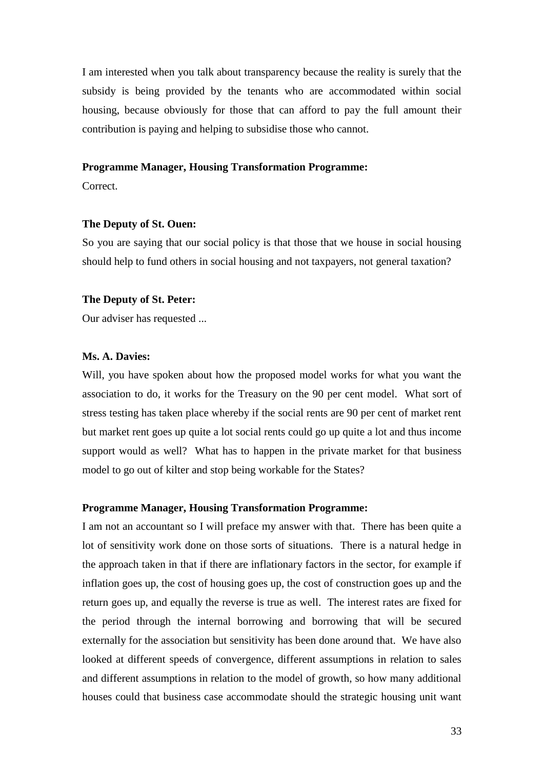I am interested when you talk about transparency because the reality is surely that the subsidy is being provided by the tenants who are accommodated within social housing, because obviously for those that can afford to pay the full amount their contribution is paying and helping to subsidise those who cannot.

**Programme Manager, Housing Transformation Programme:**

Correct.

**The Deputy of St. Ouen:**

So you are saying that our social policy is that those that we house in social housing should help to fund others in social housing and not taxpayers, not general taxation?

**The Deputy of St. Peter:**

Our adviser has requested ...

**Ms. A. Davies:**

Will, you have spoken about how the proposed model works for what you want the association to do, it works for the Treasury on the 90 per cent model. What sort of stress testing has taken place whereby if the social rents are 90 per cent of market rent but market rent goes up quite a lot social rents could go up quite a lot and thus income support would as well? What has to happen in the private market for that business model to go out of kilter and stop being workable for the States?

**Programme Manager, Housing Transformation Programme:**

I am not an accountant so I will preface my answer with that. There has been quite a lot of sensitivity work done on those sorts of situations. There is a natural hedge in the approach taken in that if there are inflationary factors in the sector, for example if inflation goes up, the cost of housing goes up, the cost of construction goes up and the return goes up, and equally the reverse is true as well. The interest rates are fixed for the period through the internal borrowing and borrowing that will be secured externally for the association but sensitivity has been done around that. We have also looked at different speeds of convergence, different assumptions in relation to sales and different assumptions in relation to the model of growth, so how many additional houses could that business case accommodate should the strategic housing unit want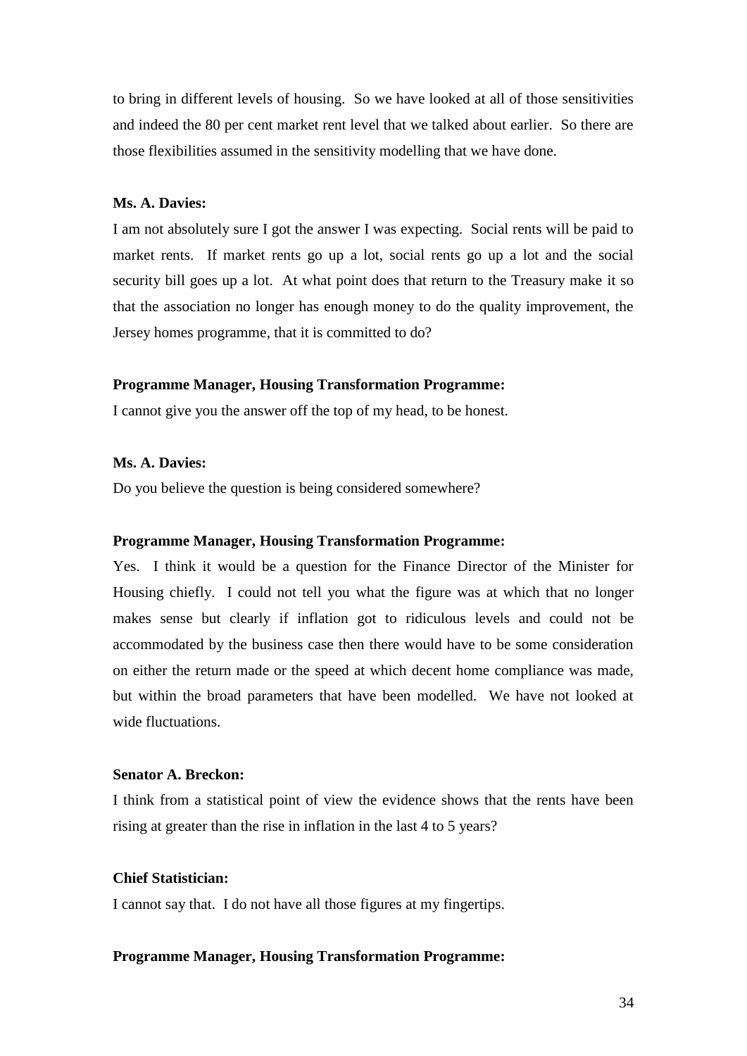to bring in different levels of housing. So we have looked at all of those sensitivities and indeed the 80 per cent market rent level that we talked about earlier. So there are those flexibilities assumed in the sensitivity modelling that we have done.

**Ms. A. Davies:**

I am not absolutely sure I got the answer I was expecting. Social rents will be paid to market rents. If market rents go up a lot, social rents go up a lot and the social security bill goes up a lot. At what point does that return to the Treasury make it so that the association no longer has enough money to do the quality improvement, the Jersey homes programme, that it is committed to do?

**Programme Manager, Housing Transformation Programme:**

I cannot give you the answer off the top of my head, to be honest.

**Ms. A. Davies:**

Do you believe the question is being considered somewhere?

**Programme Manager, Housing Transformation Programme:**

Yes. I think it would be a question for the Finance Director of the Minister for Housing chiefly. I could not tell you what the figure was at which that no longer makes sense but clearly if inflation got to ridiculous levels and could not be accommodated by the business case then there would have to be some consideration on either the return made or the speed at which decent home compliance was made, but within the broad parameters that have been modelled. We have not looked at wide fluctuations.

**Senator A. Breckon:**

I think from a statistical point of view the evidence shows that the rents have been rising at greater than the rise in inflation in the last 4 to 5 years?

**Chief Statistician:**

I cannot say that. I do not have all those figures at my fingertips.

**Programme Manager, Housing Transformation Programme:**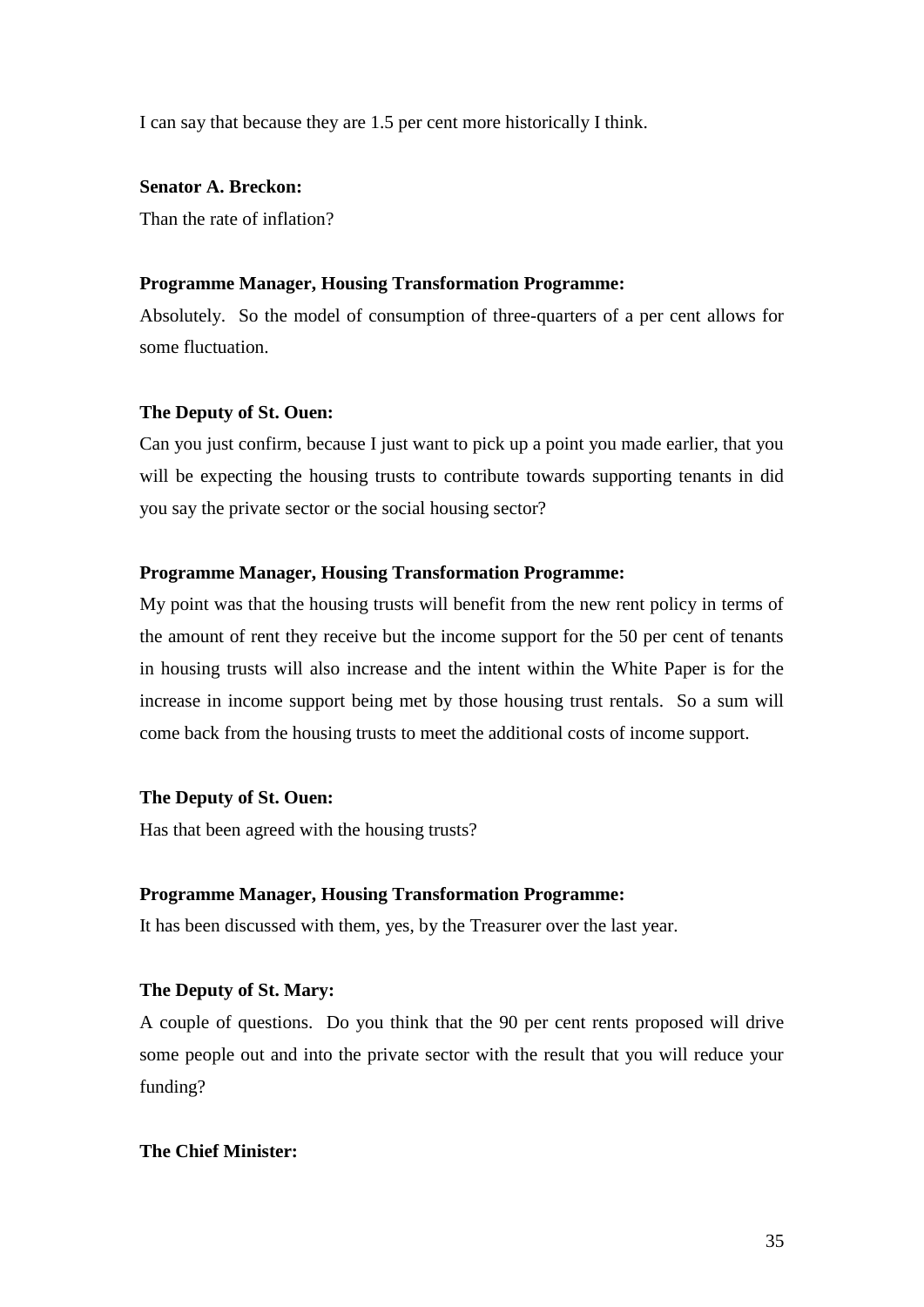I can say that because they are 1.5 per cent more historically I think.

**Senator A. Breckon:**

Than the rate of inflation?

**Programme Manager, Housing Transformation Programme:**

Absolutely. So the model of consumption of three-quarters of a per cent allows for some fluctuation.

**The Deputy of St. Ouen:**

Can you just confirm, because I just want to pick up a point you made earlier, that you will be expecting the housing trusts to contribute towards supporting tenants in did you say the private sector or the social housing sector?

**Programme Manager, Housing Transformation Programme:**

My point was that the housing trusts will benefit from the new rent policy in terms of the amount of rent they receive but the income support for the 50 per cent of tenants in housing trusts will also increase and the intent within the White Paper is for the increase in income support being met by those housing trust rentals. So a sum will come back from the housing trusts to meet the additional costs of income support.

**The Deputy of St. Ouen:**

Has that been agreed with the housing trusts?

**Programme Manager, Housing Transformation Programme:**

It has been discussed with them, yes, by the Treasurer over the last year.

**The Deputy of St. Mary:**

A couple of questions. Do you think that the 90 per cent rents proposed will drive some people out and into the private sector with the result that you will reduce your funding?

**The Chief Minister:**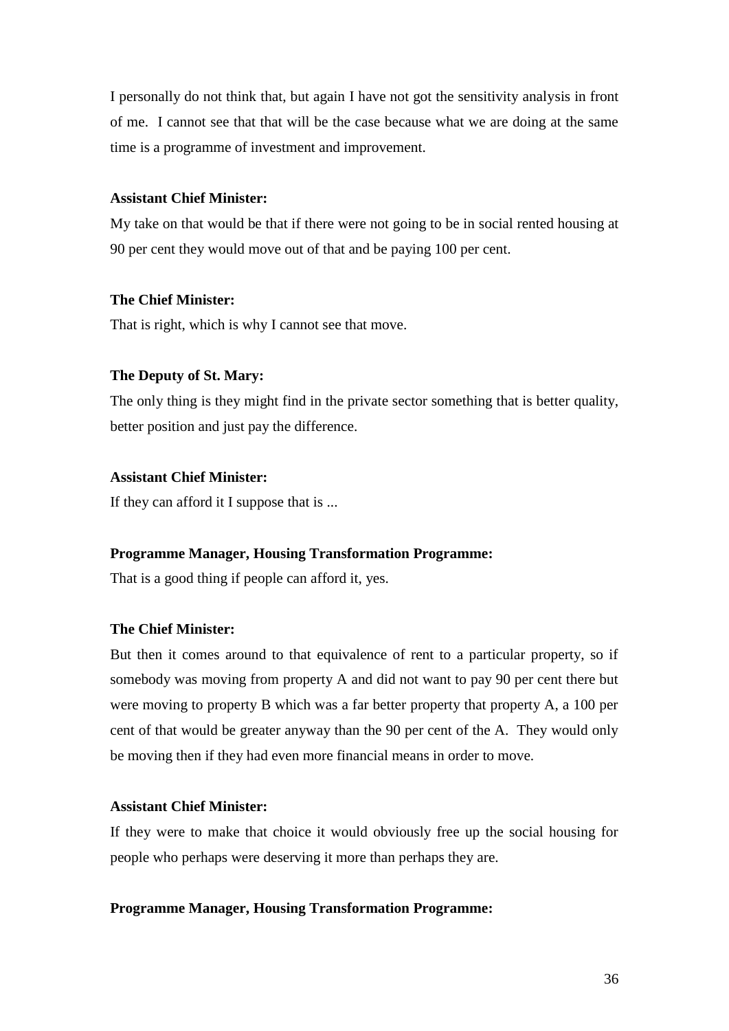I personally do not think that, but again I have not got the sensitivity analysis in front of me. I cannot see that that will be the case because what we are doing at the same time is a programme of investment and improvement.

**Assistant Chief Minister:**

My take on that would be that if there were not going to be in social rented housing at 90 per cent they would move out of that and be paying 100 per cent.

**The Chief Minister:**

That is right, which is why I cannot see that move.

**The Deputy of St. Mary:**

The only thing is they might find in the private sector something that is better quality, better position and just pay the difference.

**Assistant Chief Minister:**

If they can afford it I suppose that is ...

**Programme Manager, Housing Transformation Programme:**

That is a good thing if people can afford it, yes.

**The Chief Minister:**

But then it comes around to that equivalence of rent to a particular property, so if somebody was moving from property A and did not want to pay 90 per cent there but were moving to property B which was a far better property that property A, a 100 per cent of that would be greater anyway than the 90 per cent of the A. They would only be moving then if they had even more financial means in order to move.

**Assistant Chief Minister:**

If they were to make that choice it would obviously free up the social housing for people who perhaps were deserving it more than perhaps they are.

**Programme Manager, Housing Transformation Programme:**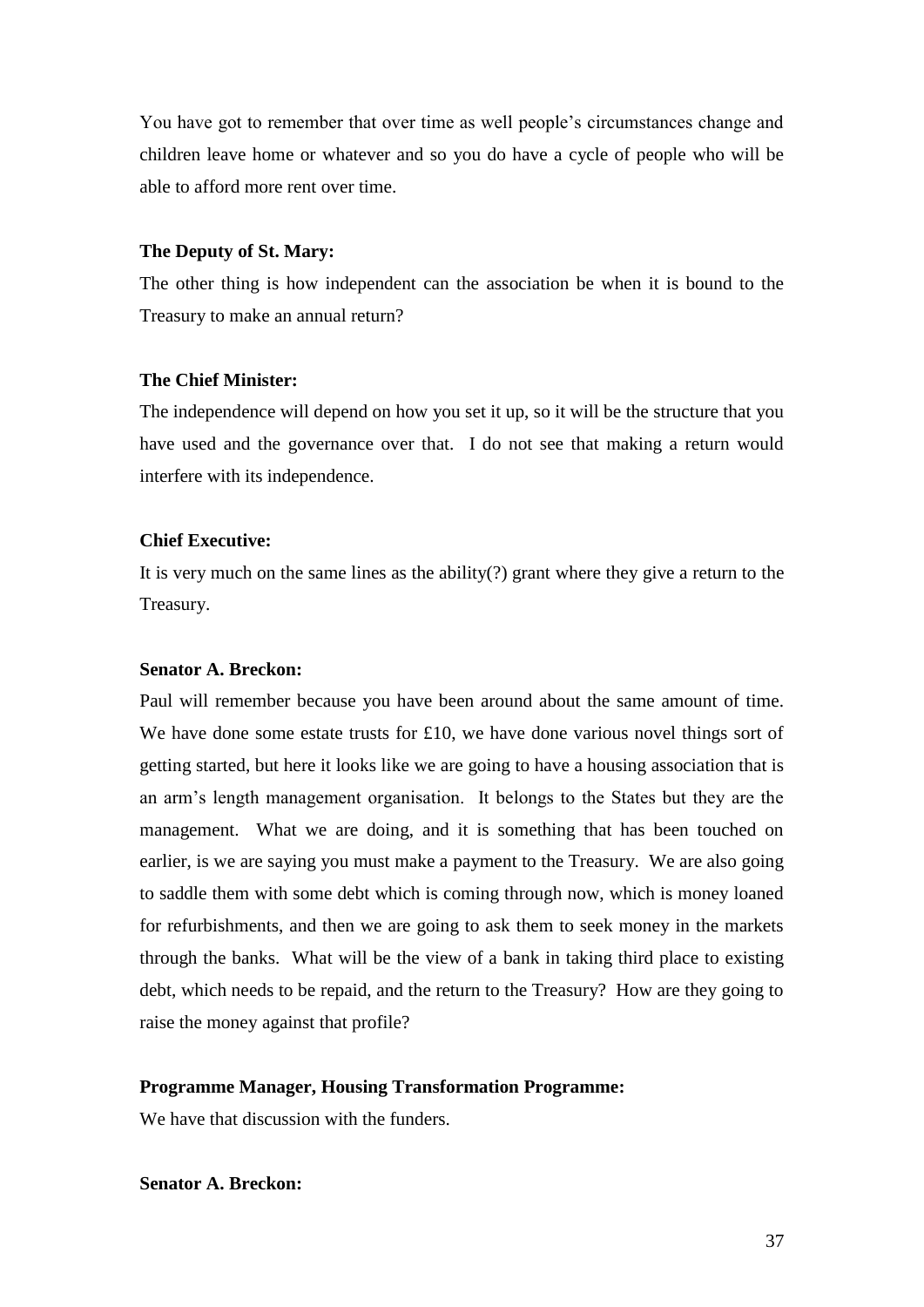You have got to remember that over time as well people's circumstances change and children leave home or whatever and so you do have a cycle of people who will be able to afford more rent over time.

**The Deputy of St. Mary:**

The other thing is how independent can the association be when it is bound to the Treasury to make an annual return?

**The Chief Minister:**

The independence will depend on how you set it up, so it will be the structure that you have used and the governance over that. I do not see that making a return would interfere with its independence.

**Chief Executive:**

It is very much on the same lines as the ability(?) grant where they give a return to the Treasury.

**Senator A. Breckon:**

Paul will remember because you have been around about the same amount of time. We have done some estate trusts for £10, we have done various novel things sort of getting started, but here it looks like we are going to have a housing association that is an arm's length management organisation. It belongs to the States but they are the management. What we are doing, and it is something that has been touched on earlier, is we are saying you must make a payment to the Treasury. We are also going to saddle them with some debt which is coming through now, which is money loaned for refurbishments, and then we are going to ask them to seek money in the markets through the banks. What will be the view of a bank in taking third place to existing debt, which needs to be repaid, and the return to the Treasury? How are they going to raise the money against that profile?

**Programme Manager, Housing Transformation Programme:**

We have that discussion with the funders.

**Senator A. Breckon:**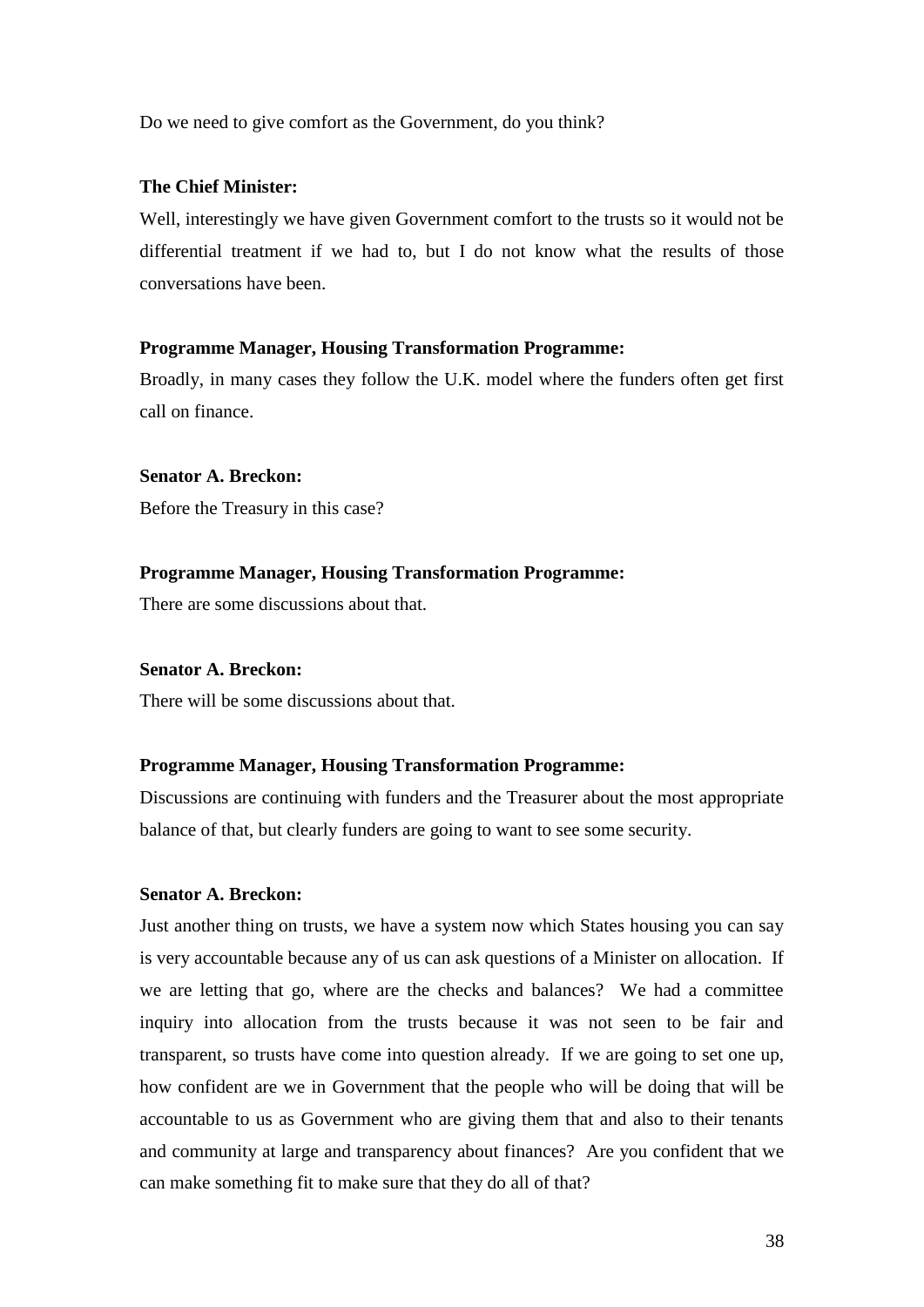Do we need to give comfort as the Government, do you think?

**The Chief Minister:**

Well, interestingly we have given Government comfort to the trusts so it would not be differential treatment if we had to, but I do not know what the results of those conversations have been.

**Programme Manager, Housing Transformation Programme:**

Broadly, in many cases they follow the U.K. model where the funders often get first call on finance.

**Senator A. Breckon:**

Before the Treasury in this case?

**Programme Manager, Housing Transformation Programme:**

There are some discussions about that.

**Senator A. Breckon:**

There will be some discussions about that.

**Programme Manager, Housing Transformation Programme:**

Discussions are continuing with funders and the Treasurer about the most appropriate balance of that, but clearly funders are going to want to see some security.

**Senator A. Breckon:**

Just another thing on trusts, we have a system now which States housing you can say is very accountable because any of us can ask questions of a Minister on allocation. If we are letting that go, where are the checks and balances? We had a committee inquiry into allocation from the trusts because it was not seen to be fair and transparent, so trusts have come into question already. If we are going to set one up, how confident are we in Government that the people who will be doing that will be accountable to us as Government who are giving them that and also to their tenants and community at large and transparency about finances? Are you confident that we can make something fit to make sure that they do all of that?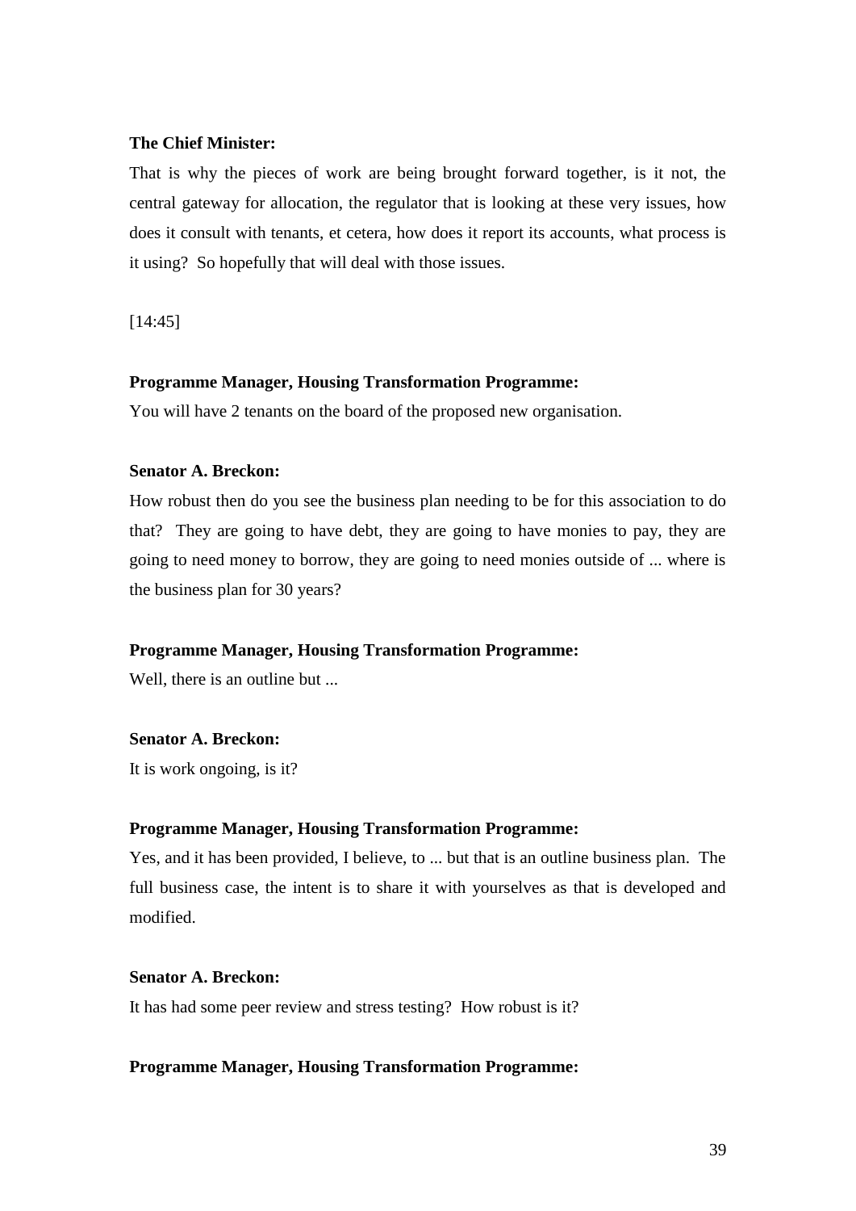**The Chief Minister:**

That is why the pieces of work are being brought forward together, is it not, the central gateway for allocation, the regulator that is looking at these very issues, how does it consult with tenants, et cetera, how does it report its accounts, what process is it using? So hopefully that will deal with those issues.

[14:45]

**Programme Manager, Housing Transformation Programme:**

You will have 2 tenants on the board of the proposed new organisation.

**Senator A. Breckon:**

How robust then do you see the business plan needing to be for this association to do that? They are going to have debt, they are going to have monies to pay, they are going to need money to borrow, they are going to need monies outside of ... where is the business plan for 30 years?

**Programme Manager, Housing Transformation Programme:**

Well, there is an outline but ...

**Senator A. Breckon:**

It is work ongoing, is it?

**Programme Manager, Housing Transformation Programme:**

Yes, and it has been provided, I believe, to ... but that is an outline business plan. The full business case, the intent is to share it with yourselves as that is developed and modified.

**Senator A. Breckon:**

It has had some peer review and stress testing? How robust is it?

**Programme Manager, Housing Transformation Programme:**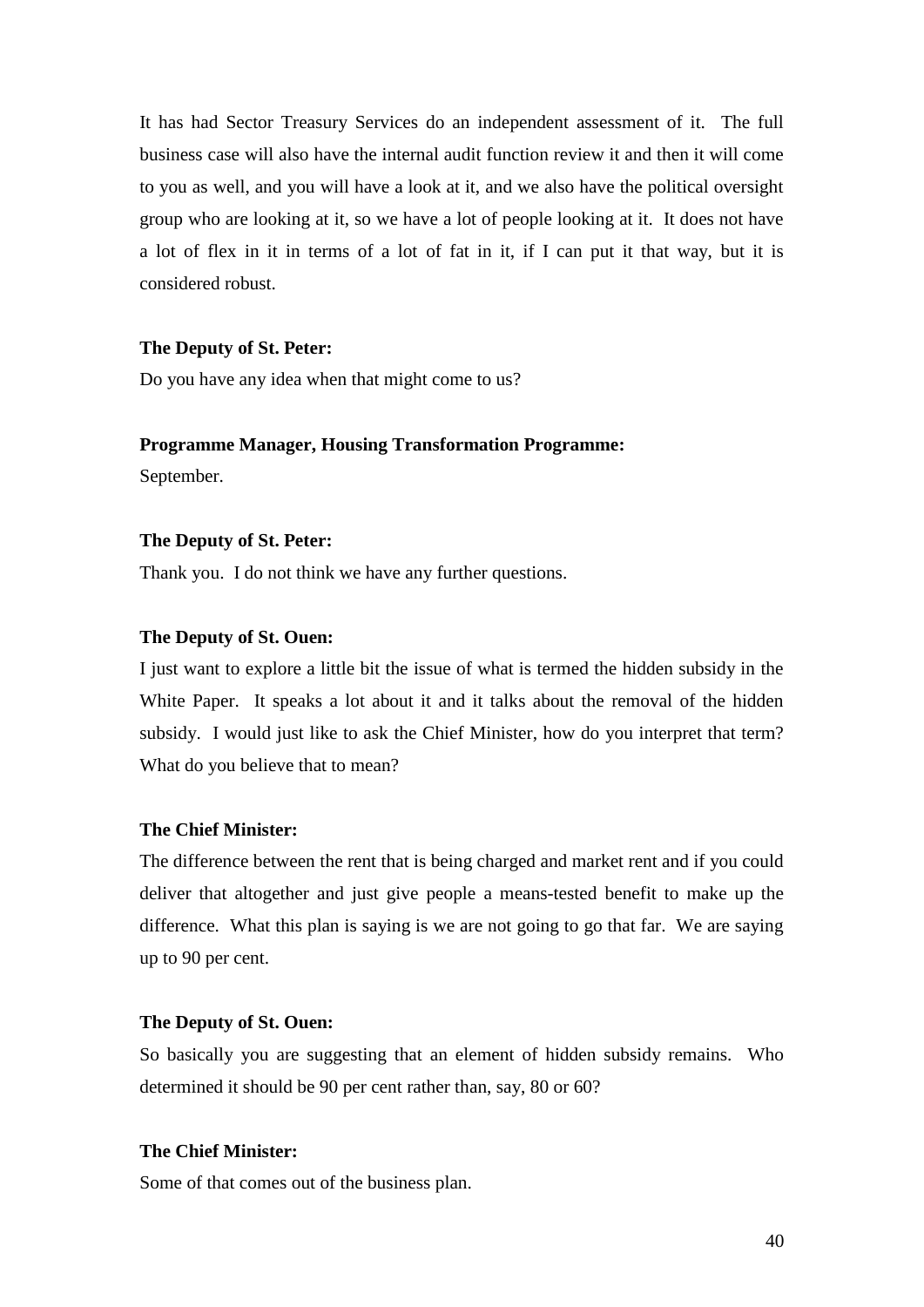It has had Sector Treasury Services do an independent assessment of it. The full business case will also have the internal audit function review it and then it will come to you as well, and you will have a look at it, and we also have the political oversight group who are looking at it, so we have a lot of people looking at it. It does not have a lot of flex in it in terms of a lot of fat in it, if I can put it that way, but it is considered robust.

**The Deputy of St. Peter:**
Do you have any idea when that might come to us?

**Programme Manager, Housing Transformation Programme:**
September.

**The Deputy of St. Peter:**
Thank you. I do not think we have any further questions.

**The Deputy of St. Ouen:**
I just want to explore a little bit the issue of what is termed the hidden subsidy in the White Paper. It speaks a lot about it and it talks about the removal of the hidden subsidy. I would just like to ask the Chief Minister, how do you interpret that term? What do you believe that to mean?

**The Chief Minister:**
The difference between the rent that is being charged and market rent and if you could deliver that altogether and just give people a means-tested benefit to make up the difference. What this plan is saying is we are not going to go that far. We are saying up to 90 per cent.

**The Deputy of St. Ouen:**
So basically you are suggesting that an element of hidden subsidy remains. Who determined it should be 90 per cent rather than, say, 80 or 60?

**The Chief Minister:**
Some of that comes out of the business plan.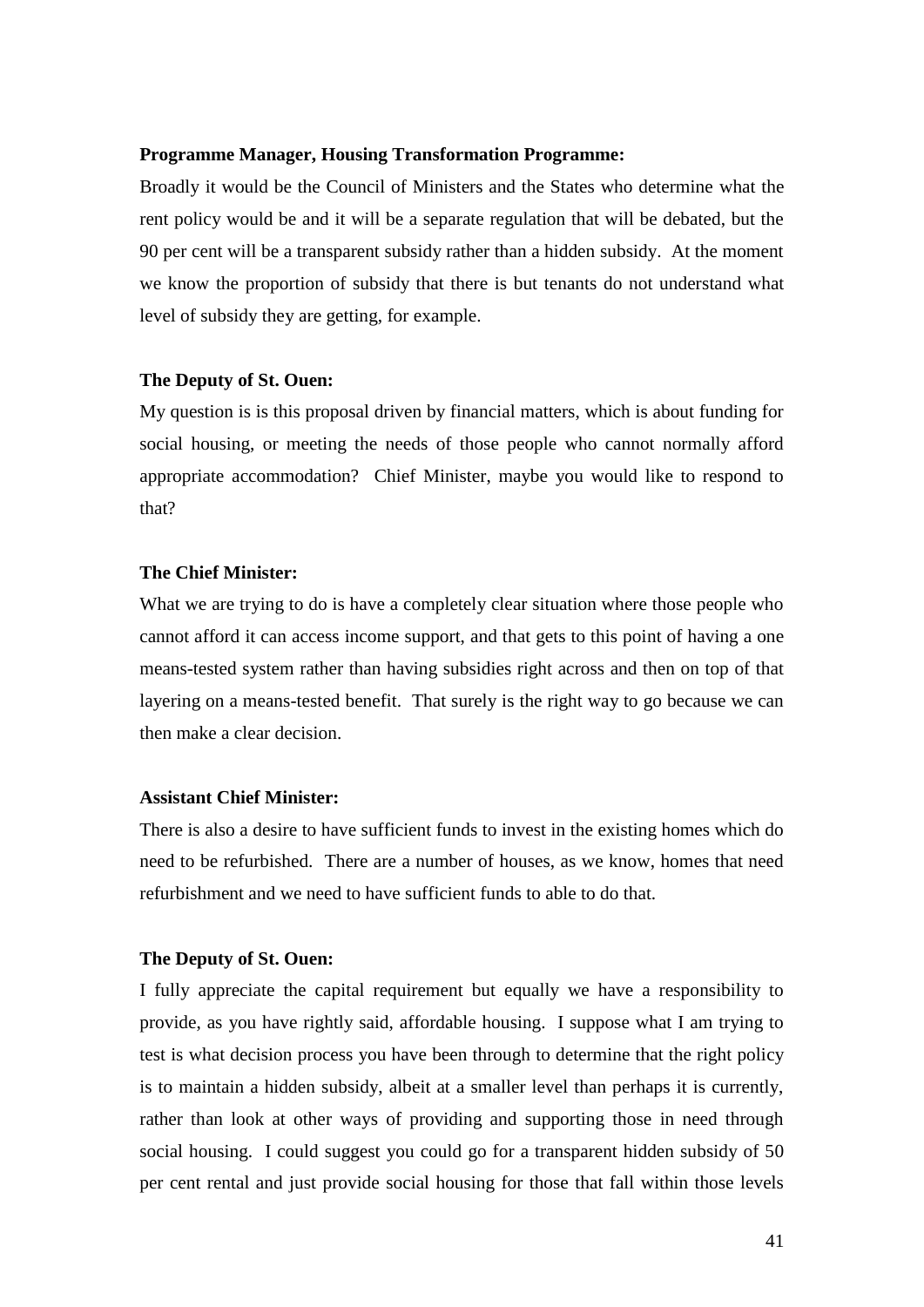**Programme Manager, Housing Transformation Programme:**

Broadly it would be the Council of Ministers and the States who determine what the rent policy would be and it will be a separate regulation that will be debated, but the 90 per cent will be a transparent subsidy rather than a hidden subsidy. At the moment we know the proportion of subsidy that there is but tenants do not understand what level of subsidy they are getting, for example.

**The Deputy of St. Ouen:**

My question is is this proposal driven by financial matters, which is about funding for social housing, or meeting the needs of those people who cannot normally afford appropriate accommodation? Chief Minister, maybe you would like to respond to that?

**The Chief Minister:**

What we are trying to do is have a completely clear situation where those people who cannot afford it can access income support, and that gets to this point of having a one means-tested system rather than having subsidies right across and then on top of that layering on a means-tested benefit. That surely is the right way to go because we can then make a clear decision.

**Assistant Chief Minister:**

There is also a desire to have sufficient funds to invest in the existing homes which do need to be refurbished. There are a number of houses, as we know, homes that need refurbishment and we need to have sufficient funds to able to do that.

**The Deputy of St. Ouen:**

I fully appreciate the capital requirement but equally we have a responsibility to provide, as you have rightly said, affordable housing. I suppose what I am trying to test is what decision process you have been through to determine that the right policy is to maintain a hidden subsidy, albeit at a smaller level than perhaps it is currently, rather than look at other ways of providing and supporting those in need through social housing. I could suggest you could go for a transparent hidden subsidy of 50 per cent rental and just provide social housing for those that fall within those levels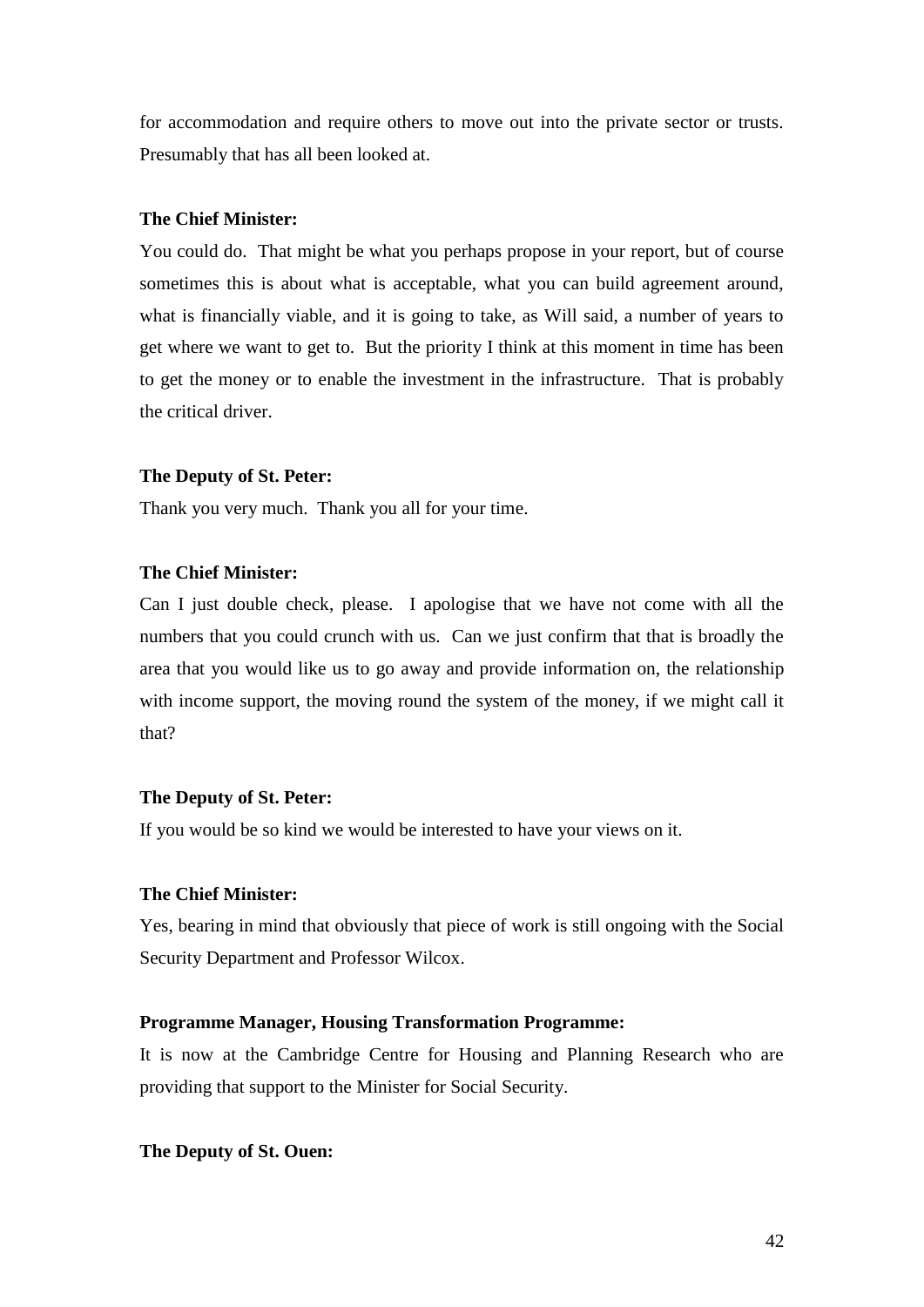for accommodation and require others to move out into the private sector or trusts. Presumably that has all been looked at.

**The Chief Minister:**

You could do. That might be what you perhaps propose in your report, but of course sometimes this is about what is acceptable, what you can build agreement around, what is financially viable, and it is going to take, as Will said, a number of years to get where we want to get to. But the priority I think at this moment in time has been to get the money or to enable the investment in the infrastructure. That is probably the critical driver.

**The Deputy of St. Peter:**

Thank you very much. Thank you all for your time.

**The Chief Minister:**

Can I just double check, please. I apologise that we have not come with all the numbers that you could crunch with us. Can we just confirm that that is broadly the area that you would like us to go away and provide information on, the relationship with income support, the moving round the system of the money, if we might call it that?

**The Deputy of St. Peter:**

If you would be so kind we would be interested to have your views on it.

**The Chief Minister:**

Yes, bearing in mind that obviously that piece of work is still ongoing with the Social Security Department and Professor Wilcox.

**Programme Manager, Housing Transformation Programme:**

It is now at the Cambridge Centre for Housing and Planning Research who are providing that support to the Minister for Social Security.

**The Deputy of St. Ouen:**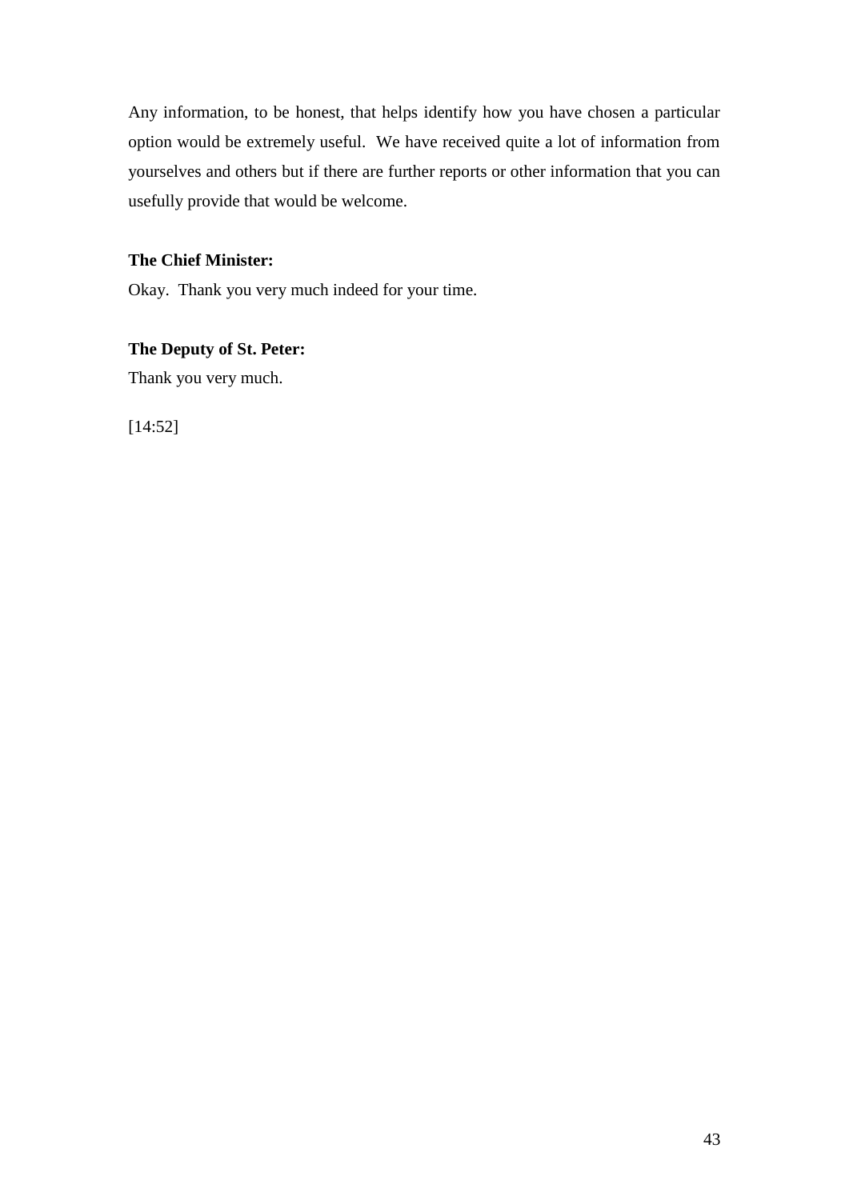Any information, to be honest, that helps identify how you have chosen a particular option would be extremely useful. We have received quite a lot of information from yourselves and others but if there are further reports or other information that you can usefully provide that would be welcome.

**The Chief Minister:**

Okay. Thank you very much indeed for your time.

**The Deputy of St. Peter:**

Thank you very much.

[14:52]